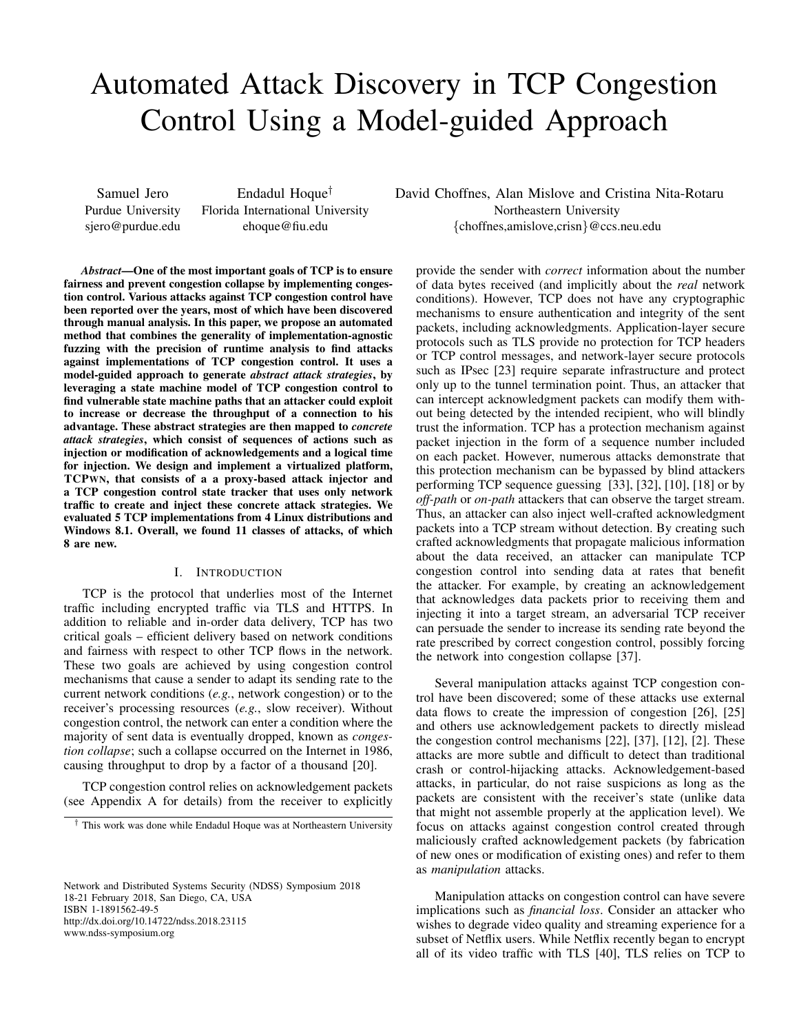# Automated Attack Discovery in TCP Congestion Control Using a Model-guided Approach

Samuel Jero
Purdue University
sjero@purdue.edu

Endadul Hoque[†]
Florida International University
ehoque@fiu.edu

David Choffnes, Alan Mislove and Cristina Nita-Rotaru
Northeastern University
{choffnes,amislove,crisn}@ccs.neu.edu

***Abstract*—One of the most important goals of TCP is to ensure fairness and prevent congestion collapse by implementing congestion control. Various attacks against TCP congestion control have been reported over the years, most of which have been discovered through manual analysis. In this paper, we propose an automated method that combines the generality of implementation-agnostic fuzzing with the precision of runtime analysis to find attacks against implementations of TCP congestion control. It uses a model-guided approach to generate *abstract attack strategies*, by leveraging a state machine model of TCP congestion control to find vulnerable state machine paths that an attacker could exploit to increase or decrease the throughput of a connection to his advantage. These abstract strategies are then mapped to *concrete attack strategies*, which consist of sequences of actions such as injection or modification of acknowledgements and a logical time for injection. We design and implement a virtualized platform, TCPWN, that consists of a a proxy-based attack injector and a TCP congestion control state tracker that uses only network traffic to create and inject these concrete attack strategies. We evaluated 5 TCP implementations from 4 Linux distributions and Windows 8.1. Overall, we found 11 classes of attacks, of which 8 are new.**

## I. Introduction

TCP is the protocol that underlies most of the Internet traffic including encrypted traffic via TLS and HTTPS. In addition to reliable and in-order data delivery, TCP has two critical goals – efficient delivery based on network conditions and fairness with respect to other TCP flows in the network. These two goals are achieved by using congestion control mechanisms that cause a sender to adapt its sending rate to the current network conditions (*e.g.*, network congestion) or to the receiver's processing resources (*e.g.*, slow receiver). Without congestion control, the network can enter a condition where the majority of sent data is eventually dropped, known as *congestion collapse*; such a collapse occurred on the Internet in 1986, causing throughput to drop by a factor of a thousand [20].

TCP congestion control relies on acknowledgement packets (see Appendix A for details) from the receiver to explicitly provide the sender with *correct* information about the number of data bytes received (and implicitly about the *real* network conditions). However, TCP does not have any cryptographic mechanisms to ensure authentication and integrity of the sent packets, including acknowledgments. Application-layer secure protocols such as TLS provide no protection for TCP headers or TCP control messages, and network-layer secure protocols such as IPsec [23] require separate infrastructure and protect only up to the tunnel termination point. Thus, an attacker that can intercept acknowledgment packets can modify them without being detected by the intended recipient, who will blindly trust the information. TCP has a protection mechanism against packet injection in the form of a sequence number included on each packet. However, numerous attacks demonstrate that this protection mechanism can be bypassed by blind attackers performing TCP sequence guessing [33], [32], [10], [18] or by *off-path* or *on-path* attackers that can observe the target stream. Thus, an attacker can also inject well-crafted acknowledgment packets into a TCP stream without detection. By creating such crafted acknowledgments that propagate malicious information about the data received, an attacker can manipulate TCP congestion control into sending data at rates that benefit the attacker. For example, by creating an acknowledgement that acknowledges data packets prior to receiving them and injecting it into a target stream, an adversarial TCP receiver can persuade the sender to increase its sending rate beyond the rate prescribed by correct congestion control, possibly forcing the network into congestion collapse [37].

Several manipulation attacks against TCP congestion control have been discovered; some of these attacks use external data flows to create the impression of congestion [26], [25] and others use acknowledgement packets to directly mislead the congestion control mechanisms [22], [37], [12], [2]. These attacks are more subtle and difficult to detect than traditional crash or control-hijacking attacks. Acknowledgement-based attacks, in particular, do not raise suspicions as long as the packets are consistent with the receiver's state (unlike data that might not assemble properly at the application level). We focus on attacks against congestion control created through maliciously crafted acknowledgement packets (by fabrication of new ones or modification of existing ones) and refer to them as *manipulation* attacks.

Manipulation attacks on congestion control can have severe implications such as *financial loss*. Consider an attacker who wishes to degrade video quality and streaming experience for a subset of Netflix users. While Netflix recently began to encrypt all of its video traffic with TLS [40], TLS relies on TCP to

[†] This work was done while Endadul Hoque was at Northeastern University

Network and Distributed Systems Security (NDSS) Symposium 2018
18-21 February 2018, San Diego, CA, USA
ISBN 1-1891562-49-5
http://dx.doi.org/10.14722/ndss.2018.23115
www.ndss-symposium.org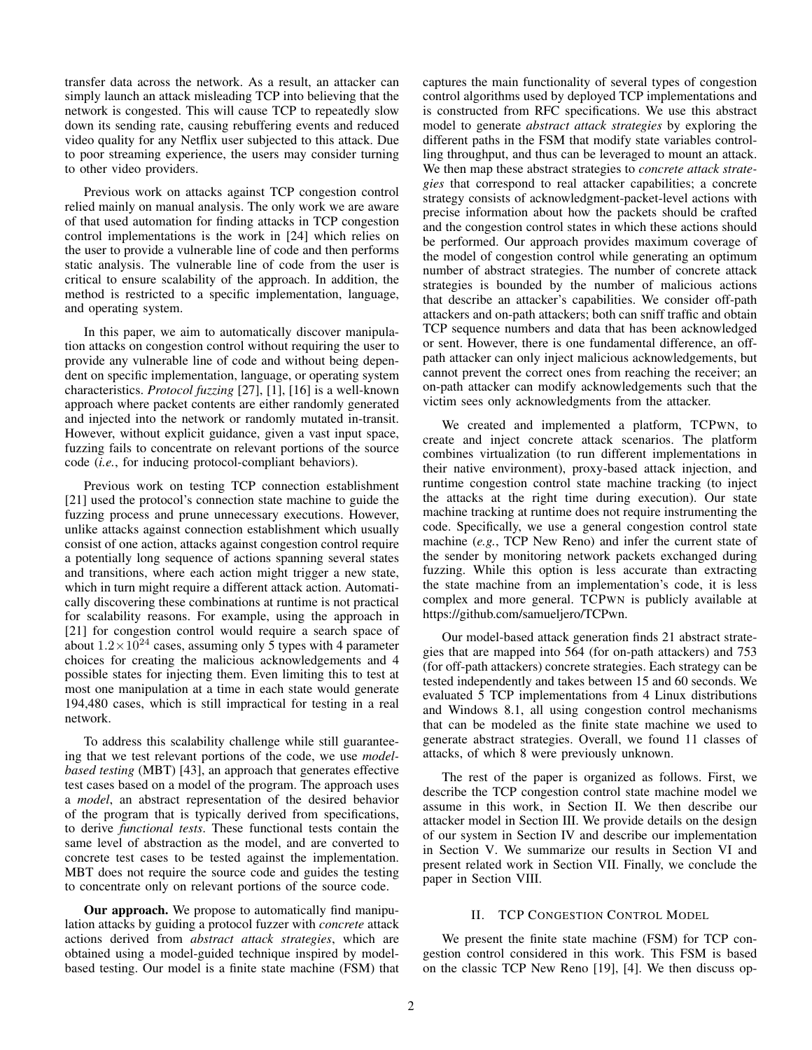transfer data across the network. As a result, an attacker can simply launch an attack misleading TCP into believing that the network is congested. This will cause TCP to repeatedly slow down its sending rate, causing rebuffering events and reduced video quality for any Netflix user subjected to this attack. Due to poor streaming experience, the users may consider turning to other video providers.

Previous work on attacks against TCP congestion control relied mainly on manual analysis. The only work we are aware of that used automation for finding attacks in TCP congestion control implementations is the work in [24] which relies on the user to provide a vulnerable line of code and then performs static analysis. The vulnerable line of code from the user is critical to ensure scalability of the approach. In addition, the method is restricted to a specific implementation, language, and operating system.

In this paper, we aim to automatically discover manipulation attacks on congestion control without requiring the user to provide any vulnerable line of code and without being dependent on specific implementation, language, or operating system characteristics. *Protocol fuzzing* [27], [1], [16] is a well-known approach where packet contents are either randomly generated and injected into the network or randomly mutated in-transit. However, without explicit guidance, given a vast input space, fuzzing fails to concentrate on relevant portions of the source code (*i.e.*, for inducing protocol-compliant behaviors).

Previous work on testing TCP connection establishment [21] used the protocol's connection state machine to guide the fuzzing process and prune unnecessary executions. However, unlike attacks against connection establishment which usually consist of one action, attacks against congestion control require a potentially long sequence of actions spanning several states and transitions, where each action might trigger a new state, which in turn might require a different attack action. Automatically discovering these combinations at runtime is not practical for scalability reasons. For example, using the approach in [21] for congestion control would require a search space of about $1.2 \times 10^{24}$ cases, assuming only 5 types with 4 parameter choices for creating the malicious acknowledgements and 4 possible states for injecting them. Even limiting this to test at most one manipulation at a time in each state would generate 194,480 cases, which is still impractical for testing in a real network.

To address this scalability challenge while still guaranteeing that we test relevant portions of the code, we use *model-based testing* (MBT) [43], an approach that generates effective test cases based on a model of the program. The approach uses a *model*, an abstract representation of the desired behavior of the program that is typically derived from specifications, to derive *functional tests*. These functional tests contain the same level of abstraction as the model, and are converted to concrete test cases to be tested against the implementation. MBT does not require the source code and guides the testing to concentrate only on relevant portions of the source code.

**Our approach.** We propose to automatically find manipulation attacks by guiding a protocol fuzzer with *concrete* attack actions derived from *abstract attack strategies*, which are obtained using a model-guided technique inspired by model-based testing. Our model is a finite state machine (FSM) that captures the main functionality of several types of congestion control algorithms used by deployed TCP implementations and is constructed from RFC specifications. We use this abstract model to generate *abstract attack strategies* by exploring the different paths in the FSM that modify state variables controlling throughput, and thus can be leveraged to mount an attack. We then map these abstract strategies to *concrete attack strategies* that correspond to real attacker capabilities; a concrete strategy consists of acknowledgment-packet-level actions with precise information about how the packets should be crafted and the congestion control states in which these actions should be performed. Our approach provides maximum coverage of the model of congestion control while generating an optimum number of abstract strategies. The number of concrete attack strategies is bounded by the number of malicious actions that describe an attacker's capabilities. We consider off-path attackers and on-path attackers; both can sniff traffic and obtain TCP sequence numbers and data that has been acknowledged or sent. However, there is one fundamental difference, an off-path attacker can only inject malicious acknowledgements, but cannot prevent the correct ones from reaching the receiver; an on-path attacker can modify acknowledgements such that the victim sees only acknowledgments from the attacker.

We created and implemented a platform, TCPWN, to create and inject concrete attack scenarios. The platform combines virtualization (to run different implementations in their native environment), proxy-based attack injection, and runtime congestion control state machine tracking (to inject the attacks at the right time during execution). Our state machine tracking at runtime does not require instrumenting the code. Specifically, we use a general congestion control state machine (*e.g.*, TCP New Reno) and infer the current state of the sender by monitoring network packets exchanged during fuzzing. While this option is less accurate than extracting the state machine from an implementation's code, it is less complex and more general. TCPWN is publicly available at https://github.com/samueljero/TCPwn.

Our model-based attack generation finds 21 abstract strategies that are mapped into 564 (for on-path attackers) and 753 (for off-path attackers) concrete strategies. Each strategy can be tested independently and takes between 15 and 60 seconds. We evaluated 5 TCP implementations from 4 Linux distributions and Windows 8.1, all using congestion control mechanisms that can be modeled as the finite state machine we used to generate abstract strategies. Overall, we found 11 classes of attacks, of which 8 were previously unknown.

The rest of the paper is organized as follows. First, we describe the TCP congestion control state machine model we assume in this work, in Section II. We then describe our attacker model in Section III. We provide details on the design of our system in Section IV and describe our implementation in Section V. We summarize our results in Section VI and present related work in Section VII. Finally, we conclude the paper in Section VIII.

## II. TCP Congestion Control Model

We present the finite state machine (FSM) for TCP congestion control considered in this work. This FSM is based on the classic TCP New Reno [19], [4]. We then discuss op-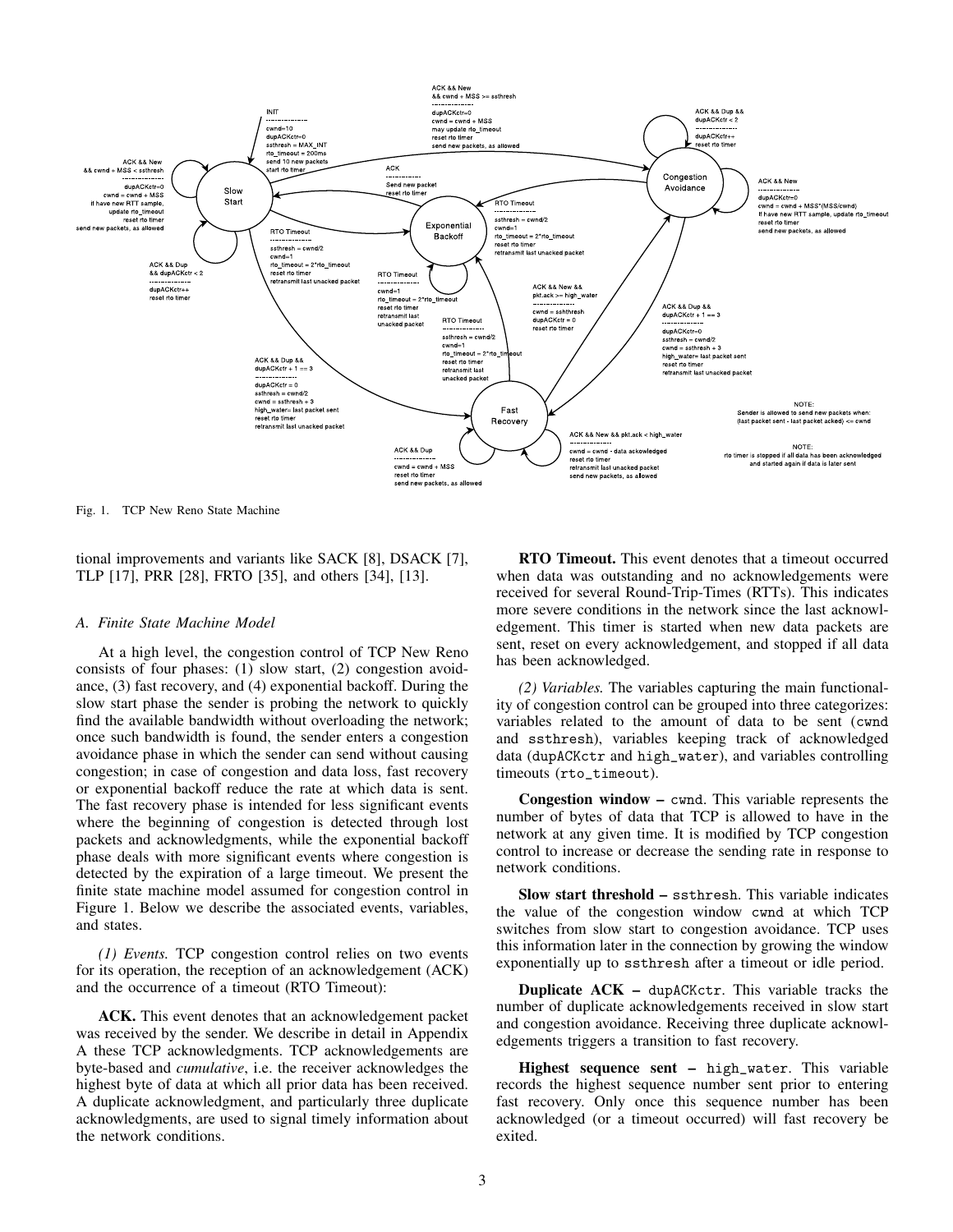Fig. 1. TCP New Reno State Machine

tional improvements and variants like SACK [8], DSACK [7], TLP [17], PRR [28], FRTO [35], and others [34], [13].

### A. Finite State Machine Model

At a high level, the congestion control of TCP New Reno consists of four phases: (1) slow start, (2) congestion avoidance, (3) fast recovery, and (4) exponential backoff. During the slow start phase the sender is probing the network to quickly find the available bandwidth without overloading the network; once such bandwidth is found, the sender enters a congestion avoidance phase in which the sender can send without causing congestion; in case of congestion and data loss, fast recovery or exponential backoff reduce the rate at which data is sent. The fast recovery phase is intended for less significant events where the beginning of congestion is detected through lost packets and acknowledgments, while the exponential backoff phase deals with more significant events where congestion is detected by the expiration of a large timeout. We present the finite state machine model assumed for congestion control in Figure 1. Below we describe the associated events, variables, and states.

*(1) Events.* TCP congestion control relies on two events for its operation, the reception of an acknowledgement (ACK) and the occurrence of a timeout (RTO Timeout):

**ACK.** This event denotes that an acknowledgement packet was received by the sender. We describe in detail in Appendix A these TCP acknowledgments. TCP acknowledgements are byte-based and *cumulative*, i.e. the receiver acknowledges the highest byte of data at which all prior data has been received. A duplicate acknowledgment, and particularly three duplicate acknowledgments, are used to signal timely information about the network conditions.

**RTO Timeout.** This event denotes that a timeout occurred when data was outstanding and no acknowledgements were received for several Round-Trip-Times (RTTs). This indicates more severe conditions in the network since the last acknowledgement. This timer is started when new data packets are sent, reset on every acknowledgement, and stopped if all data has been acknowledged.

*(2) Variables.* The variables capturing the main functionality of congestion control can be grouped into three categorizes: variables related to the amount of data to be sent (`cwnd` and `ssthresh`), variables keeping track of acknowledged data (`dupACKctr` and `high_water`), and variables controlling timeouts (`rto_timeout`).

**Congestion window –** `cwnd`. This variable represents the number of bytes of data that TCP is allowed to have in the network at any given time. It is modified by TCP congestion control to increase or decrease the sending rate in response to network conditions.

**Slow start threshold –** `ssthresh`. This variable indicates the value of the congestion window `cwnd` at which TCP switches from slow start to congestion avoidance. TCP uses this information later in the connection by growing the window exponentially up to `ssthresh` after a timeout or idle period.

**Duplicate ACK –** `dupACKctr`. This variable tracks the number of duplicate acknowledgements received in slow start and congestion avoidance. Receiving three duplicate acknowledgements triggers a transition to fast recovery.

**Highest sequence sent –** `high_water`. This variable records the highest sequence number sent prior to entering fast recovery. Only once this sequence number has been acknowledged (or a timeout occurred) will fast recovery be exited.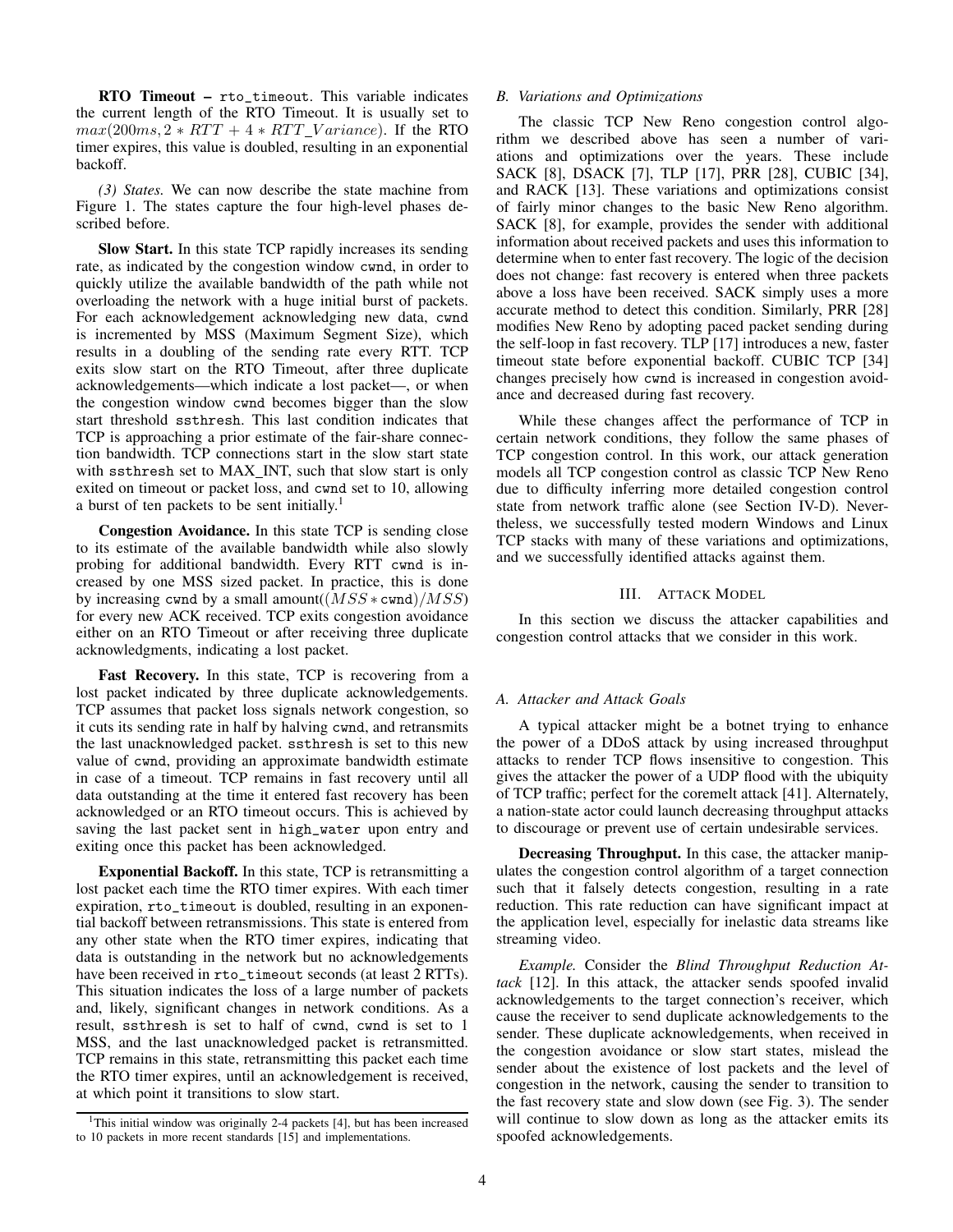**RTO Timeout –** `rto_timeout`. This variable indicates the current length of the RTO Timeout. It is usually set to $max(200ms, 2*RTT+4*RTT\_Variance)$. If the RTO timer expires, this value is doubled, resulting in an exponential backoff.

*(3) States.* We can now describe the state machine from Figure 1. The states capture the four high-level phases described before.

**Slow Start.** In this state TCP rapidly increases its sending rate, as indicated by the congestion window `cwnd`, in order to quickly utilize the available bandwidth of the path while not overloading the network with a huge initial burst of packets. For each acknowledgement acknowledging new data, `cwnd` is incremented by MSS (Maximum Segment Size), which results in a doubling of the sending rate every RTT. TCP exits slow start on the RTO Timeout, after three duplicate acknowledgements—which indicate a lost packet—, or when the congestion window `cwnd` becomes bigger than the slow start threshold `ssthresh`. This last condition indicates that TCP is approaching a prior estimate of the fair-share connection bandwidth. TCP connections start in the slow start state with `ssthresh` set to MAX_INT, such that slow start is only exited on timeout or packet loss, and `cwnd` set to 10, allowing a burst of ten packets to be sent initially.[1]

**Congestion Avoidance.** In this state TCP is sending close to its estimate of the available bandwidth while also slowly probing for additional bandwidth. Every RTT `cwnd` is increased by one MSS sized packet. In practice, this is done by increasing `cwnd` by a small amount($(MSS*\texttt{cwnd})/MSS$) for every new ACK received. TCP exits congestion avoidance either on an RTO Timeout or after receiving three duplicate acknowledgments, indicating a lost packet.

**Fast Recovery.** In this state, TCP is recovering from a lost packet indicated by three duplicate acknowledgements. TCP assumes that packet loss signals network congestion, so it cuts its sending rate in half by halving `cwnd`, and retransmits the last unacknowledged packet. `ssthresh` is set to this new value of `cwnd`, providing an approximate bandwidth estimate in case of a timeout. TCP remains in fast recovery until all data outstanding at the time it entered fast recovery has been acknowledged or an RTO timeout occurs. This is achieved by saving the last packet sent in `high_water` upon entry and exiting once this packet has been acknowledged.

**Exponential Backoff.** In this state, TCP is retransmitting a lost packet each time the RTO timer expires. With each timer expiration, `rto_timeout` is doubled, resulting in an exponential backoff between retransmissions. This state is entered from any other state when the RTO timer expires, indicating that data is outstanding in the network but no acknowledgements have been received in `rto_timeout` seconds (at least 2 RTTs). This situation indicates the loss of a large number of packets and, likely, significant changes in network conditions. As a result, `ssthresh` is set to half of `cwnd`, `cwnd` is set to 1 MSS, and the last unacknowledged packet is retransmitted. TCP remains in this state, retransmitting this packet each time the RTO timer expires, until an acknowledgement is received, at which point it transitions to slow start.

[1] This initial window was originally 2-4 packets [4], but has been increased to 10 packets in more recent standards [15] and implementations.

### *B. Variations and Optimizations*

The classic TCP New Reno congestion control algorithm we described above has seen a number of variations and optimizations over the years. These include SACK [8], DSACK [7], TLP [17], PRR [28], CUBIC [34], and RACK [13]. These variations and optimizations consist of fairly minor changes to the basic New Reno algorithm. SACK [8], for example, provides the sender with additional information about received packets and uses this information to determine when to enter fast recovery. The logic of the decision does not change: fast recovery is entered when three packets above a loss have been received. SACK simply uses a more accurate method to detect this condition. Similarly, PRR [28] modifies New Reno by adopting paced packet sending during the self-loop in fast recovery. TLP [17] introduces a new, faster timeout state before exponential backoff. CUBIC TCP [34] changes precisely how `cwnd` is increased in congestion avoidance and decreased during fast recovery.

While these changes affect the performance of TCP in certain network conditions, they follow the same phases of TCP congestion control. In this work, our attack generation models all TCP congestion control as classic TCP New Reno due to difficulty inferring more detailed congestion control state from network traffic alone (see Section IV-D). Nevertheless, we successfully tested modern Windows and Linux TCP stacks with many of these variations and optimizations, and we successfully identified attacks against them.

## III. Attack Model

In this section we discuss the attacker capabilities and congestion control attacks that we consider in this work.

### *A. Attacker and Attack Goals*

A typical attacker might be a botnet trying to enhance the power of a DDoS attack by using increased throughput attacks to render TCP flows insensitive to congestion. This gives the attacker the power of a UDP flood with the ubiquity of TCP traffic; perfect for the coremelt attack [41]. Alternately, a nation-state actor could launch decreasing throughput attacks to discourage or prevent use of certain undesirable services.

**Decreasing Throughput.** In this case, the attacker manipulates the congestion control algorithm of a target connection such that it falsely detects congestion, resulting in a rate reduction. This rate reduction can have significant impact at the application level, especially for inelastic data streams like streaming video.

*Example.* Consider the *Blind Throughput Reduction Attack* [12]. In this attack, the attacker sends spoofed invalid acknowledgements to the target connection's receiver, which cause the receiver to send duplicate acknowledgements to the sender. These duplicate acknowledgements, when received in the congestion avoidance or slow start states, mislead the sender about the existence of lost packets and the level of congestion in the network, causing the sender to transition to the fast recovery state and slow down (see Fig. 3). The sender will continue to slow down as long as the attacker emits its spoofed acknowledgements.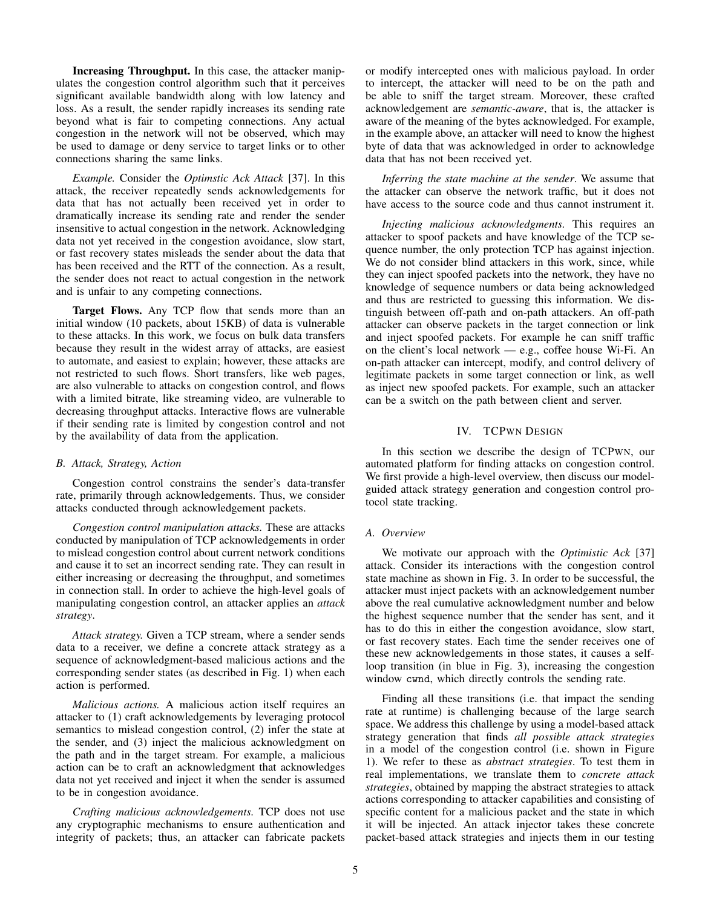**Increasing Throughput.** In this case, the attacker manipulates the congestion control algorithm such that it perceives significant available bandwidth along with low latency and loss. As a result, the sender rapidly increases its sending rate beyond what is fair to competing connections. Any actual congestion in the network will not be observed, which may be used to damage or deny service to target links or to other connections sharing the same links.

*Example.* Consider the *Optimstic Ack Attack* [37]. In this attack, the receiver repeatedly sends acknowledgements for data that has not actually been received yet in order to dramatically increase its sending rate and render the sender insensitive to actual congestion in the network. Acknowledging data not yet received in the congestion avoidance, slow start, or fast recovery states misleads the sender about the data that has been received and the RTT of the connection. As a result, the sender does not react to actual congestion in the network and is unfair to any competing connections.

**Target Flows.** Any TCP flow that sends more than an initial window (10 packets, about 15KB) of data is vulnerable to these attacks. In this work, we focus on bulk data transfers because they result in the widest array of attacks, are easiest to automate, and easiest to explain; however, these attacks are not restricted to such flows. Short transfers, like web pages, are also vulnerable to attacks on congestion control, and flows with a limited bitrate, like streaming video, are vulnerable to decreasing throughput attacks. Interactive flows are vulnerable if their sending rate is limited by congestion control and not by the availability of data from the application.

### B. Attack, Strategy, Action

Congestion control constrains the sender's data-transfer rate, primarily through acknowledgements. Thus, we consider attacks conducted through acknowledgement packets.

*Congestion control manipulation attacks.* These are attacks conducted by manipulation of TCP acknowledgements in order to mislead congestion control about current network conditions and cause it to set an incorrect sending rate. They can result in either increasing or decreasing the throughput, and sometimes in connection stall. In order to achieve the high-level goals of manipulating congestion control, an attacker applies an *attack strategy*.

*Attack strategy.* Given a TCP stream, where a sender sends data to a receiver, we define a concrete attack strategy as a sequence of acknowledgment-based malicious actions and the corresponding sender states (as described in Fig. 1) when each action is performed.

*Malicious actions.* A malicious action itself requires an attacker to (1) craft acknowledgements by leveraging protocol semantics to mislead congestion control, (2) infer the state at the sender, and (3) inject the malicious acknowledgment on the path and in the target stream. For example, a malicious action can be to craft an acknowledgment that acknowledges data not yet received and inject it when the sender is assumed to be in congestion avoidance.

*Crafting malicious acknowledgements.* TCP does not use any cryptographic mechanisms to ensure authentication and integrity of packets; thus, an attacker can fabricate packets or modify intercepted ones with malicious payload. In order to intercept, the attacker will need to be on the path and be able to sniff the target stream. Moreover, these crafted acknowledgement are *semantic-aware*, that is, the attacker is aware of the meaning of the bytes acknowledged. For example, in the example above, an attacker will need to know the highest byte of data that was acknowledged in order to acknowledge data that has not been received yet.

*Inferring the state machine at the sender*. We assume that the attacker can observe the network traffic, but it does not have access to the source code and thus cannot instrument it.

*Injecting malicious acknowledgments.* This requires an attacker to spoof packets and have knowledge of the TCP sequence number, the only protection TCP has against injection. We do not consider blind attackers in this work, since, while they can inject spoofed packets into the network, they have no knowledge of sequence numbers or data being acknowledged and thus are restricted to guessing this information. We distinguish between off-path and on-path attackers. An off-path attacker can observe packets in the target connection or link and inject spoofed packets. For example he can sniff traffic on the client's local network — e.g., coffee house Wi-Fi. An on-path attacker can intercept, modify, and control delivery of legitimate packets in some target connection or link, as well as inject new spoofed packets. For example, such an attacker can be a switch on the path between client and server.

## IV. TCPWN DESIGN

In this section we describe the design of TCPWN, our automated platform for finding attacks on congestion control. We first provide a high-level overview, then discuss our model-guided attack strategy generation and congestion control protocol state tracking.

### A. Overview

We motivate our approach with the *Optimistic Ack* [37] attack. Consider its interactions with the congestion control state machine as shown in Fig. 3. In order to be successful, the attacker must inject packets with an acknowledgement number above the real cumulative acknowledgment number and below the highest sequence number that the sender has sent, and it has to do this in either the congestion avoidance, slow start, or fast recovery states. Each time the sender receives one of these new acknowledgements in those states, it causes a self-loop transition (in blue in Fig. 3), increasing the congestion window `cwnd`, which directly controls the sending rate.

Finding all these transitions (i.e. that impact the sending rate at runtime) is challenging because of the large search space. We address this challenge by using a model-based attack strategy generation that finds *all possible attack strategies* in a model of the congestion control (i.e. shown in Figure 1). We refer to these as *abstract strategies*. To test them in real implementations, we translate them to *concrete attack strategies*, obtained by mapping the abstract strategies to attack actions corresponding to attacker capabilities and consisting of specific content for a malicious packet and the state in which it will be injected. An attack injector takes these concrete packet-based attack strategies and injects them in our testing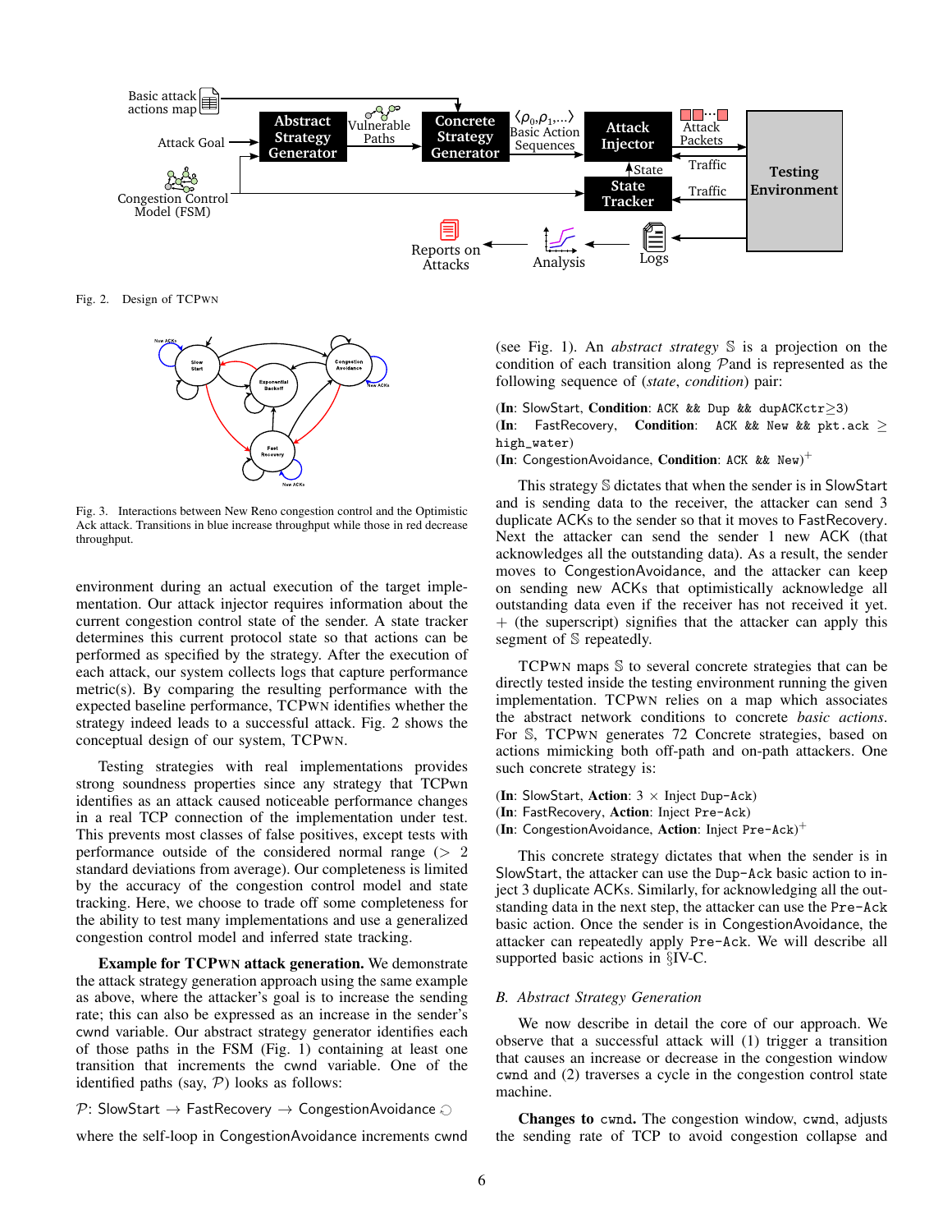Fig. 2. Design of TCPWN

Fig. 3. Interactions between New Reno congestion control and the Optimistic Ack attack. Transitions in blue increase throughput while those in red decrease throughput.

environment during an actual execution of the target implementation. Our attack injector requires information about the current congestion control state of the sender. A state tracker determines this current protocol state so that actions can be performed as specified by the strategy. After the execution of each attack, our system collects logs that capture performance metric(s). By comparing the resulting performance with the expected baseline performance, TCPWN identifies whether the strategy indeed leads to a successful attack. Fig. 2 shows the conceptual design of our system, TCPWN.

Testing strategies with real implementations provides strong soundness properties since any strategy that TCPwn identifies as an attack caused noticeable performance changes in a real TCP connection of the implementation under test. This prevents most classes of false positives, except tests with performance outside of the considered normal range (> 2 standard deviations from average). Our completeness is limited by the accuracy of the congestion control model and state tracking. Here, we choose to trade off some completeness for the ability to test many implementations and use a generalized congestion control model and inferred state tracking.

**Example for TCPWN attack generation.** We demonstrate the attack strategy generation approach using the same example as above, where the attacker's goal is to increase the sending rate; this can also be expressed as an increase in the sender's cwnd variable. Our abstract strategy generator identifies each of those paths in the FSM (Fig. 1) containing at least one transition that increments the cwnd variable. One of the identified paths (say, $\mathcal{P}$) looks as follows:

$\mathcal{P}$: SlowStart → FastRecovery → CongestionAvoidance ↻

where the self-loop in CongestionAvoidance increments cwnd (see Fig. 1). An *abstract strategy* $\mathbb{S}$ is a projection on the condition of each transition along $\mathcal{P}$and is represented as the following sequence of (*state*, *condition*) pair:

(**In**: SlowStart, **Condition**: `ACK && Dup && dupACKctr`$\geq$3)
(**In**: FastRecovery, **Condition**: `ACK && New && pkt.ack` $\geq$ `high_water`)
(**In**: CongestionAvoidance, **Condition**: `ACK && New`)$^+$

This strategy $\mathbb{S}$ dictates that when the sender is in SlowStart and is sending data to the receiver, the attacker can send 3 duplicate ACKs to the sender so that it moves to FastRecovery. Next the attacker can send the sender 1 new ACK (that acknowledges all the outstanding data). As a result, the sender moves to CongestionAvoidance, and the attacker can keep on sending new ACKs that optimistically acknowledge all outstanding data even if the receiver has not received it yet. + (the superscript) signifies that the attacker can apply this segment of $\mathbb{S}$ repeatedly.

TCPWN maps $\mathbb{S}$ to several concrete strategies that can be directly tested inside the testing environment running the given implementation. TCPWN relies on a map which associates the abstract network conditions to concrete *basic actions*. For $\mathbb{S}$, TCPWN generates 72 Concrete strategies, based on actions mimicking both off-path and on-path attackers. One such concrete strategy is:

(**In**: SlowStart, **Action**: 3 × Inject `Dup-Ack`)
(**In**: FastRecovery, **Action**: Inject `Pre-Ack`)
(**In**: CongestionAvoidance, **Action**: Inject `Pre-Ack`)$^+$

This concrete strategy dictates that when the sender is in SlowStart, the attacker can use the `Dup-Ack` basic action to inject 3 duplicate ACKs. Similarly, for acknowledging all the outstanding data in the next step, the attacker can use the `Pre-Ack` basic action. Once the sender is in CongestionAvoidance, the attacker can repeatedly apply `Pre-Ack`. We will describe all supported basic actions in §IV-C.

### B. Abstract Strategy Generation

We now describe in detail the core of our approach. We observe that a successful attack will (1) trigger a transition that causes an increase or decrease in the congestion window `cwnd` and (2) traverses a cycle in the congestion control state machine.

**Changes to `cwnd`.** The congestion window, `cwnd`, adjusts the sending rate of TCP to avoid congestion collapse and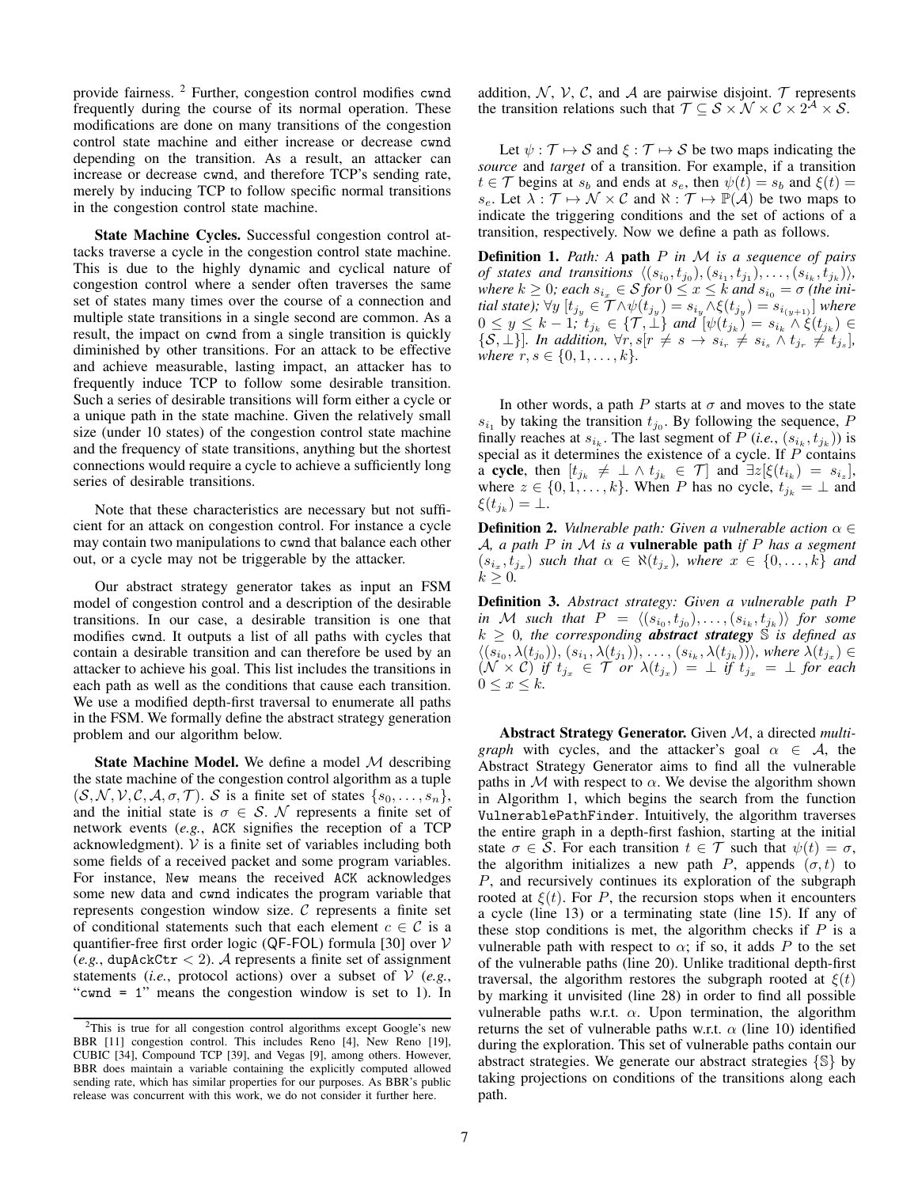provide fairness. [2] Further, congestion control modifies `cwnd` frequently during the course of its normal operation. These modifications are done on many transitions of the congestion control state machine and either increase or decrease `cwnd` depending on the transition. As a result, an attacker can increase or decrease `cwnd`, and therefore TCP's sending rate, merely by inducing TCP to follow specific normal transitions in the congestion control state machine.

**State Machine Cycles.** Successful congestion control attacks traverse a cycle in the congestion control state machine. This is due to the highly dynamic and cyclical nature of congestion control where a sender often traverses the same set of states many times over the course of a connection and multiple state transitions in a single second are common. As a result, the impact on `cwnd` from a single transition is quickly diminished by other transitions. For an attack to be effective and achieve measurable, lasting impact, an attacker has to frequently induce TCP to follow some desirable transition. Such a series of desirable transitions will form either a cycle or a unique path in the state machine. Given the relatively small size (under 10 states) of the congestion control state machine and the frequency of state transitions, anything but the shortest connections would require a cycle to achieve a sufficiently long series of desirable transitions.

Note that these characteristics are necessary but not sufficient for an attack on congestion control. For instance a cycle may contain two manipulations to `cwnd` that balance each other out, or a cycle may not be triggerable by the attacker.

Our abstract strategy generator takes as input an FSM model of congestion control and a description of the desirable transitions. In our case, a desirable transition is one that modifies `cwnd`. It outputs a list of all paths with cycles that contain a desirable transition and can therefore be used by an attacker to achieve his goal. This list includes the transitions in each path as well as the conditions that cause each transition. We use a modified depth-first traversal to enumerate all paths in the FSM. We formally define the abstract strategy generation problem and our algorithm below.

**State Machine Model.** We define a model $\mathcal{M}$ describing the state machine of the congestion control algorithm as a tuple $(\mathcal{S}, \mathcal{N}, \mathcal{V}, \mathcal{C}, \mathcal{A}, \sigma, \mathcal{T})$. $\mathcal{S}$ is a finite set of states $\{s_0, \ldots, s_n\}$, and the initial state is $\sigma \in \mathcal{S}$. $\mathcal{N}$ represents a finite set of network events (*e.g.*, `ACK` signifies the reception of a TCP acknowledgment). $\mathcal{V}$ is a finite set of variables including both some fields of a received packet and some program variables. For instance, `New` means the received `ACK` acknowledges some new data and `cwnd` indicates the program variable that represents congestion window size. $\mathcal{C}$ represents a finite set of conditional statements such that each element $c \in \mathcal{C}$ is a quantifier-free first order logic (QF-FOL) formula [30] over $\mathcal{V}$ (*e.g.*, `dupAckCtr` $< 2$). $\mathcal{A}$ represents a finite set of assignment statements (*i.e.*, protocol actions) over a subset of $\mathcal{V}$ (*e.g.*, "`cwnd = 1`" means the congestion window is set to 1). In addition, $\mathcal{N}$, $\mathcal{V}$, $\mathcal{C}$, and $\mathcal{A}$ are pairwise disjoint. $\mathcal{T}$ represents the transition relations such that $\mathcal{T} \subseteq \mathcal{S} \times \mathcal{N} \times \mathcal{C} \times 2^{\mathcal{A}} \times \mathcal{S}$.

Let $\psi : \mathcal{T} \mapsto \mathcal{S}$ and $\xi : \mathcal{T} \mapsto \mathcal{S}$ be two maps indicating the *source* and *target* of a transition. For example, if a transition $t \in \mathcal{T}$ begins at $s_b$ and ends at $s_e$, then $\psi(t) = s_b$ and $\xi(t) = s_e$. Let $\lambda : \mathcal{T} \mapsto \mathcal{N} \times \mathcal{C}$ and $\aleph : \mathcal{T} \mapsto \mathbb{P}(\mathcal{A})$ be two maps to indicate the triggering conditions and the set of actions of a transition, respectively. Now we define a path as follows.

**Definition 1.** *Path: A* **path** *$P$ in $\mathcal{M}$ is a sequence of pairs of states and transitions $\langle(s_{i_0}, t_{j_0}), (s_{i_1}, t_{j_1}), \ldots, (s_{i_k}, t_{j_k})\rangle$, where $k \geq 0$; each $s_{i_x} \in \mathcal{S}$ for $0 \leq x \leq k$ and $s_{i_0} = \sigma$ (the initial state); $\forall y\ [t_{j_y} \in \mathcal{T} \wedge \psi(t_{j_y}) = s_{i_y} \wedge \xi(t_{j_y}) = s_{i_{(y+1)}}]$ where $0 \leq y \leq k-1$; $t_{j_k} \in \{\mathcal{T}, \perp\}$ and $[\psi(t_{j_k}) = s_{i_k} \wedge \xi(t_{j_k}) \in \{\mathcal{S}, \perp\}]$. In addition, $\forall r, s[r \neq s \rightarrow s_{i_r} \neq s_{i_s} \wedge t_{j_r} \neq t_{j_s}]$, where $r, s \in \{0, 1, \ldots, k\}$.*

In other words, a path $P$ starts at $\sigma$ and moves to the state $s_{i_1}$ by taking the transition $t_{j_0}$. By following the sequence, $P$ finally reaches at $s_{i_k}$. The last segment of $P$ (*i.e.*, $(s_{i_k}, t_{j_k})$) is special as it determines the existence of a cycle. If $P$ contains a **cycle**, then $[t_{j_k} \neq \perp \wedge t_{j_k} \in \mathcal{T}]$ and $\exists z[\xi(t_{i_k}) = s_{i_z}]$, where $z \in \{0, 1, \ldots, k\}$. When $P$ has no cycle, $t_{j_k} = \perp$ and $\xi(t_{j_k}) = \perp$.

**Definition 2.** *Vulnerable path: Given a vulnerable action $\alpha \in \mathcal{A}$, a path $P$ in $\mathcal{M}$ is a* **vulnerable path** *if $P$ has a segment $(s_{i_x}, t_{j_x})$ such that $\alpha \in \aleph(t_{j_x})$, where $x \in \{0, \ldots, k\}$ and $k \geq 0$.*

**Definition 3.** *Abstract strategy: Given a vulnerable path $P$ in $\mathcal{M}$ such that $P = \langle(s_{i_0}, t_{j_0}), \ldots, (s_{i_k}, t_{j_k})\rangle$ for some $k \geq 0$, the corresponding* ***abstract strategy*** *$\mathbb{S}$ is defined as $\langle(s_{i_0}, \lambda(t_{j_0})), (s_{i_1}, \lambda(t_{j_1})), \ldots, (s_{i_k}, \lambda(t_{j_k}))\rangle$, where $\lambda(t_{j_x}) \in (\mathcal{N} \times \mathcal{C})$ if $t_{j_x} \in \mathcal{T}$ or $\lambda(t_{j_x}) = \perp$ if $t_{j_x} = \perp$ for each $0 \leq x \leq k$.*

**Abstract Strategy Generator.** Given $\mathcal{M}$, a directed *multi-graph* with cycles, and the attacker's goal $\alpha \in \mathcal{A}$, the Abstract Strategy Generator aims to find all the vulnerable paths in $\mathcal{M}$ with respect to $\alpha$. We devise the algorithm shown in Algorithm 1, which begins the search from the function `VulnerablePathFinder`. Intuitively, the algorithm traverses the entire graph in a depth-first fashion, starting at the initial state $\sigma \in \mathcal{S}$. For each transition $t \in \mathcal{T}$ such that $\psi(t) = \sigma$, the algorithm initializes a new path $P$, appends $(\sigma, t)$ to $P$, and recursively continues its exploration of the subgraph rooted at $\xi(t)$. For $P$, the recursion stops when it encounters a cycle (line 13) or a terminating state (line 15). If any of these stop conditions is met, the algorithm checks if $P$ is a vulnerable path with respect to $\alpha$; if so, it adds $P$ to the set of the vulnerable paths (line 20). Unlike traditional depth-first traversal, the algorithm restores the subgraph rooted at $\xi(t)$ by marking it unvisited (line 28) in order to find all possible vulnerable paths w.r.t. $\alpha$. Upon termination, the algorithm returns the set of vulnerable paths w.r.t. $\alpha$ (line 10) identified during the exploration. This set of vulnerable paths contain our abstract strategies. We generate our abstract strategies $\{\mathbb{S}\}$ by taking projections on conditions of the transitions along each path.

[2] This is true for all congestion control algorithms except Google's new BBR [11] congestion control. This includes Reno [4], New Reno [19], CUBIC [34], Compound TCP [39], and Vegas [9], among others. However, BBR does maintain a variable containing the explicitly computed allowed sending rate, which has similar properties for our purposes. As BBR's public release was concurrent with this work, we do not consider it further here.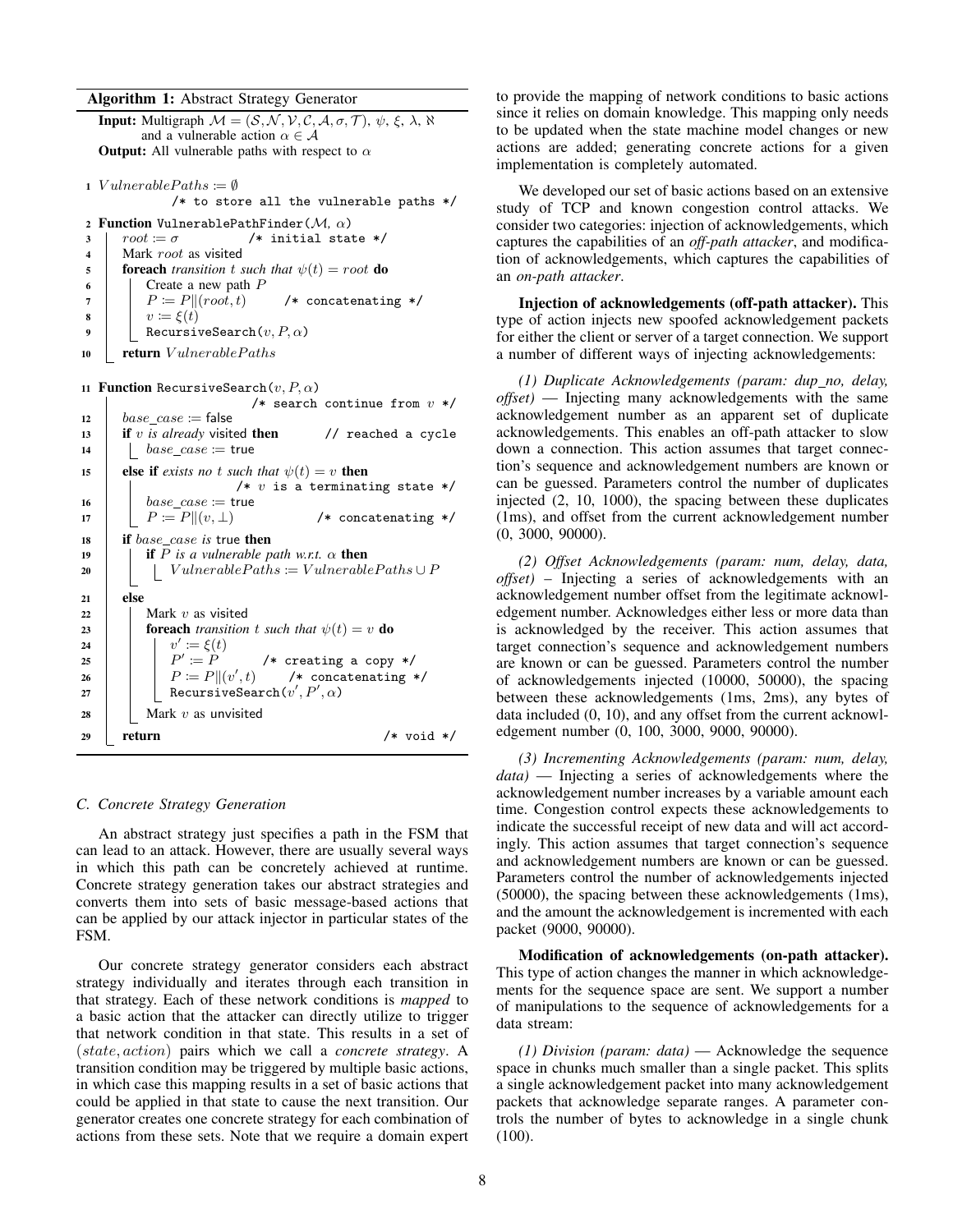**Algorithm 1:** Abstract Strategy Generator

**Input:** Multigraph $\mathcal{M} = (\mathcal{S}, \mathcal{N}, \mathcal{V}, \mathcal{C}, \mathcal{A}, \sigma, \mathcal{T})$, $\psi$, $\xi$, $\lambda$, $\aleph$ and a vulnerable action $\alpha \in \mathcal{A}$

**Output:** All vulnerable paths with respect to $\alpha$

```
1  VulnerablePaths := ∅
              /* to store all the vulnerable paths */
2  Function VulnerablePathFinder(M, α)
3      root := σ              /* initial state */
4      Mark root as visited
5      foreach transition t such that ψ(t) = root do
6          Create a new path P
7          P := P||(root, t)      /* concatenating */
8          v := ξ(t)
9          RecursiveSearch(v, P, α)
10     return VulnerablePaths

11 Function RecursiveSearch(v, P, α)
                          /* search continue from v */
12     base_case := false
13     if v is already visited then        // reached a cycle
14         base_case := true
15     else if exists no t such that ψ(t) = v then
                          /* v is a terminating state */
16         base_case := true
17         P := P||(v, ⊥)              /* concatenating */
18     if base_case is true then
19         if P is a vulnerable path w.r.t. α then
20             VulnerablePaths := VulnerablePaths ∪ P
21     else
22         Mark v as visited
23         foreach transition t such that ψ(t) = v do
24             v' := ξ(t)
25             P' := P         /* creating a copy */
26             P := P||(v', t)      /* concatenating */
27             RecursiveSearch(v', P', α)
28         Mark v as unvisited
29     return                                  /* void */
```

### C. Concrete Strategy Generation

An abstract strategy just specifies a path in the FSM that can lead to an attack. However, there are usually several ways in which this path can be concretely achieved at runtime. Concrete strategy generation takes our abstract strategies and converts them into sets of basic message-based actions that can be applied by our attack injector in particular states of the FSM.

Our concrete strategy generator considers each abstract strategy individually and iterates through each transition in that strategy. Each of these network conditions is *mapped* to a basic action that the attacker can directly utilize to trigger that network condition in that state. This results in a set of $(state, action)$ pairs which we call a *concrete strategy*. A transition condition may be triggered by multiple basic actions, in which case this mapping results in a set of basic actions that could be applied in that state to cause the next transition. Our generator creates one concrete strategy for each combination of actions from these sets. Note that we require a domain expert to provide the mapping of network conditions to basic actions since it relies on domain knowledge. This mapping only needs to be updated when the state machine model changes or new actions are added; generating concrete actions for a given implementation is completely automated.

We developed our set of basic actions based on an extensive study of TCP and known congestion control attacks. We consider two categories: injection of acknowledgements, which captures the capabilities of an *off-path attacker*, and modification of acknowledgements, which captures the capabilities of an *on-path attacker*.

**Injection of acknowledgements (off-path attacker).** This type of action injects new spoofed acknowledgement packets for either the client or server of a target connection. We support a number of different ways of injecting acknowledgements:

*(1) Duplicate Acknowledgements (param: dup_no, delay, offset)* — Injecting many acknowledgements with the same acknowledgement number as an apparent set of duplicate acknowledgements. This enables an off-path attacker to slow down a connection. This action assumes that target connection's sequence and acknowledgement numbers are known or can be guessed. Parameters control the number of duplicates injected (2, 10, 1000), the spacing between these duplicates (1ms), and offset from the current acknowledgement number (0, 3000, 90000).

*(2) Offset Acknowledgements (param: num, delay, data, offset)* – Injecting a series of acknowledgements with an acknowledgement number offset from the legitimate acknowledgement number. Acknowledges either less or more data than is acknowledged by the receiver. This action assumes that target connection's sequence and acknowledgement numbers are known or can be guessed. Parameters control the number of acknowledgements injected (10000, 50000), the spacing between these acknowledgements (1ms, 2ms), any bytes of data included (0, 10), and any offset from the current acknowledgement number (0, 100, 3000, 9000, 90000).

*(3) Incrementing Acknowledgements (param: num, delay, data)* — Injecting a series of acknowledgements where the acknowledgement number increases by a variable amount each time. Congestion control expects these acknowledgements to indicate the successful receipt of new data and will act accordingly. This action assumes that target connection's sequence and acknowledgement numbers are known or can be guessed. Parameters control the number of acknowledgements injected (50000), the spacing between these acknowledgements (1ms), and the amount the acknowledgement is incremented with each packet (9000, 90000).

**Modification of acknowledgements (on-path attacker).** This type of action changes the manner in which acknowledgements for the sequence space are sent. We support a number of manipulations to the sequence of acknowledgements for a data stream:

*(1) Division (param: data)* — Acknowledge the sequence space in chunks much smaller than a single packet. This splits a single acknowledgement packet into many acknowledgement packets that acknowledge separate ranges. A parameter controls the number of bytes to acknowledge in a single chunk (100).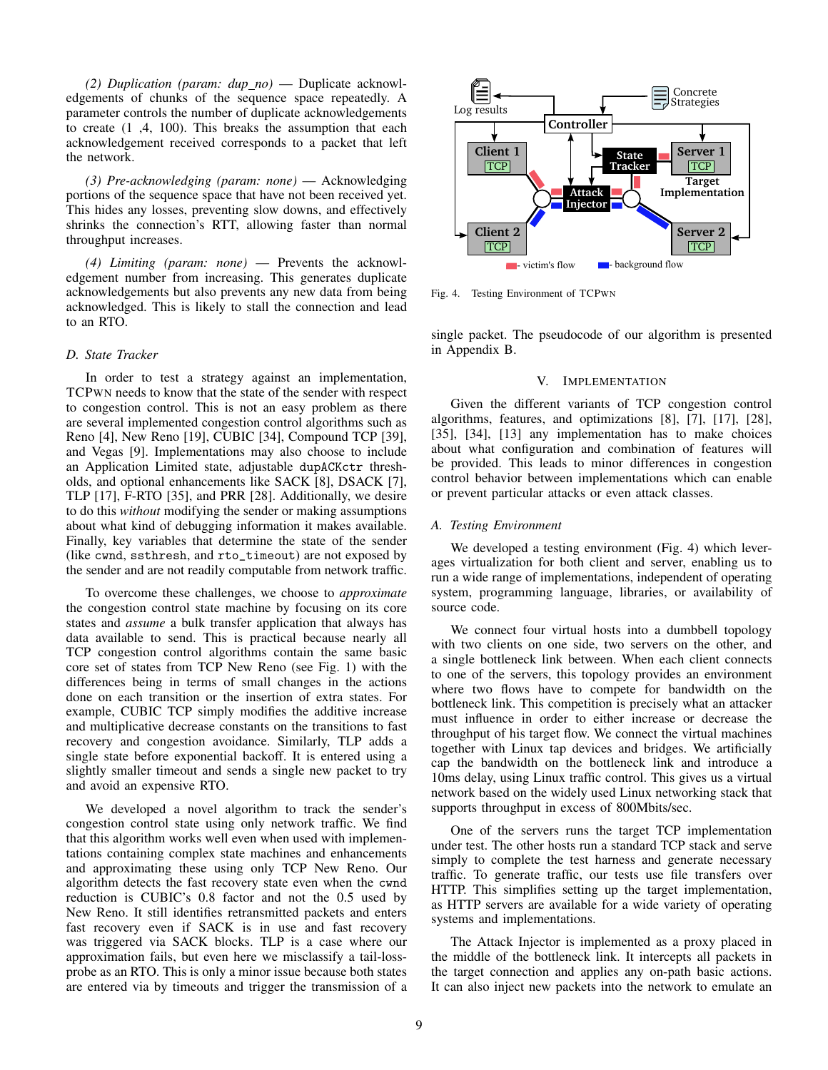*(2) Duplication (param: dup_no)* — Duplicate acknowledgements of chunks of the sequence space repeatedly. A parameter controls the number of duplicate acknowledgements to create (1 ,4, 100). This breaks the assumption that each acknowledgement received corresponds to a packet that left the network.

*(3) Pre-acknowledging (param: none)* — Acknowledging portions of the sequence space that have not been received yet. This hides any losses, preventing slow downs, and effectively shrinks the connection's RTT, allowing faster than normal throughput increases.

*(4) Limiting (param: none)* — Prevents the acknowledgement number from increasing. This generates duplicate acknowledgements but also prevents any new data from being acknowledged. This is likely to stall the connection and lead to an RTO.

### D. State Tracker

In order to test a strategy against an implementation, TCPwn needs to know that the state of the sender with respect to congestion control. This is not an easy problem as there are several implemented congestion control algorithms such as Reno [4], New Reno [19], CUBIC [34], Compound TCP [39], and Vegas [9]. Implementations may also choose to include an Application Limited state, adjustable `dupACKctr` thresholds, and optional enhancements like SACK [8], DSACK [7], TLP [17], F-RTO [35], and PRR [28]. Additionally, we desire to do this *without* modifying the sender or making assumptions about what kind of debugging information it makes available. Finally, key variables that determine the state of the sender (like `cwnd`, `ssthresh`, and `rto_timeout`) are not exposed by the sender and are not readily computable from network traffic.

To overcome these challenges, we choose to *approximate* the congestion control state machine by focusing on its core states and *assume* a bulk transfer application that always has data available to send. This is practical because nearly all TCP congestion control algorithms contain the same basic core set of states from TCP New Reno (see Fig. 1) with the differences being in terms of small changes in the actions done on each transition or the insertion of extra states. For example, CUBIC TCP simply modifies the additive increase and multiplicative decrease constants on the transitions to fast recovery and congestion avoidance. Similarly, TLP adds a single state before exponential backoff. It is entered using a slightly smaller timeout and sends a single new packet to try and avoid an expensive RTO.

We developed a novel algorithm to track the sender's congestion control state using only network traffic. We find that this algorithm works well even when used with implementations containing complex state machines and enhancements and approximating these using only TCP New Reno. Our algorithm detects the fast recovery state even when the `cwnd` reduction is CUBIC's 0.8 factor and not the 0.5 used by New Reno. It still identifies retransmitted packets and enters fast recovery even if SACK is in use and fast recovery was triggered via SACK blocks. TLP is a case where our approximation fails, but even here we misclassify a tail-loss-probe as an RTO. This is only a minor issue because both states are entered via by timeouts and trigger the transmission of a single packet. The pseudocode of our algorithm is presented in Appendix B.

Fig. 4. Testing Environment of TCPwn

## V. Implementation

Given the different variants of TCP congestion control algorithms, features, and optimizations [8], [7], [17], [28], [35], [34], [13] any implementation has to make choices about what configuration and combination of features will be provided. This leads to minor differences in congestion control behavior between implementations which can enable or prevent particular attacks or even attack classes.

### A. Testing Environment

We developed a testing environment (Fig. 4) which leverages virtualization for both client and server, enabling us to run a wide range of implementations, independent of operating system, programming language, libraries, or availability of source code.

We connect four virtual hosts into a dumbbell topology with two clients on one side, two servers on the other, and a single bottleneck link between. When each client connects to one of the servers, this topology provides an environment where two flows have to compete for bandwidth on the bottleneck link. This competition is precisely what an attacker must influence in order to either increase or decrease the throughput of his target flow. We connect the virtual machines together with Linux tap devices and bridges. We artificially cap the bandwidth on the bottleneck link and introduce a 10ms delay, using Linux traffic control. This gives us a virtual network based on the widely used Linux networking stack that supports throughput in excess of 800Mbits/sec.

One of the servers runs the target TCP implementation under test. The other hosts run a standard TCP stack and serve simply to complete the test harness and generate necessary traffic. To generate traffic, our tests use file transfers over HTTP. This simplifies setting up the target implementation, as HTTP servers are available for a wide variety of operating systems and implementations.

The Attack Injector is implemented as a proxy placed in the middle of the bottleneck link. It intercepts all packets in the target connection and applies any on-path basic actions. It can also inject new packets into the network to emulate an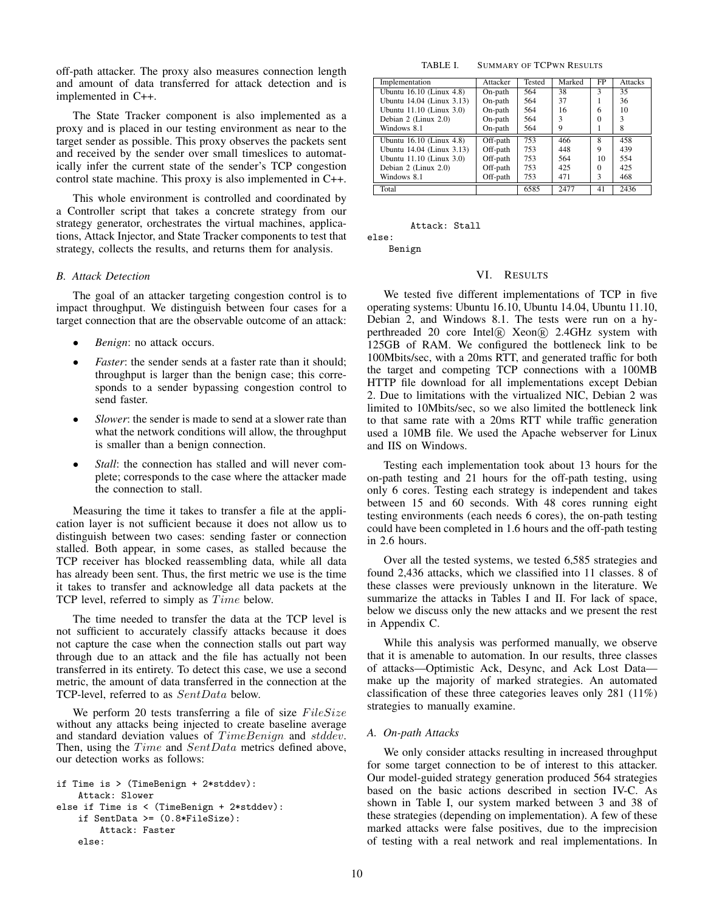off-path attacker. The proxy also measures connection length and amount of data transferred for attack detection and is implemented in C++.

The State Tracker component is also implemented as a proxy and is placed in our testing environment as near to the target sender as possible. This proxy observes the packets sent and received by the sender over small timeslices to automatically infer the current state of the sender's TCP congestion control state machine. This proxy is also implemented in C++.

This whole environment is controlled and coordinated by a Controller script that takes a concrete strategy from our strategy generator, orchestrates the virtual machines, applications, Attack Injector, and State Tracker components to test that strategy, collects the results, and returns them for analysis.

### *B. Attack Detection*

The goal of an attacker targeting congestion control is to impact throughput. We distinguish between four cases for a target connection that are the observable outcome of an attack:

- *Benign*: no attack occurs.
- *Faster*: the sender sends at a faster rate than it should; throughput is larger than the benign case; this corresponds to a sender bypassing congestion control to send faster.
- *Slower*: the sender is made to send at a slower rate than what the network conditions will allow, the throughput is smaller than a benign connection.
- *Stall*: the connection has stalled and will never complete; corresponds to the case where the attacker made the connection to stall.

Measuring the time it takes to transfer a file at the application layer is not sufficient because it does not allow us to distinguish between two cases: sending faster or connection stalled. Both appear, in some cases, as stalled because the TCP receiver has blocked reassembling data, while all data has already been sent. Thus, the first metric we use is the time it takes to transfer and acknowledge all data packets at the TCP level, referred to simply as $Time$ below.

The time needed to transfer the data at the TCP level is not sufficient to accurately classify attacks because it does not capture the case when the connection stalls out part way through due to an attack and the file has actually not been transferred in its entirety. To detect this case, we use a second metric, the amount of data transferred in the connection at the TCP-level, referred to as $SentData$ below.

We perform 20 tests transferring a file of size $FileSize$ without any attacks being injected to create baseline average and standard deviation values of $TimeBenign$ and $stddev$. Then, using the $Time$ and $SentData$ metrics defined above, our detection works as follows:

```
if Time is > (TimeBenign + 2*stddev):
    Attack: Slower
else if Time is < (TimeBenign + 2*stddev):
    if SentData >= (0.8*FileSize):
        Attack: Faster
    else:
        Attack: Stall
else:
    Benign
```

TABLE I. SUMMARY OF TCPWN RESULTS

| Implementation | Attacker | Tested | Marked | FP | Attacks |
|---|---|---|---|---|---|
| Ubuntu 16.10 (Linux 4.8) | On-path | 564 | 38 | 3 | 35 |
| Ubuntu 14.04 (Linux 3.13) | On-path | 564 | 37 | 1 | 36 |
| Ubuntu 11.10 (Linux 3.0) | On-path | 564 | 16 | 6 | 10 |
| Debian 2 (Linux 2.0) | On-path | 564 | 3 | 0 | 3 |
| Windows 8.1 | On-path | 564 | 9 | 1 | 8 |
| Ubuntu 16.10 (Linux 4.8) | Off-path | 753 | 466 | 8 | 458 |
| Ubuntu 14.04 (Linux 3.13) | Off-path | 753 | 448 | 9 | 439 |
| Ubuntu 11.10 (Linux 3.0) | Off-path | 753 | 564 | 10 | 554 |
| Debian 2 (Linux 2.0) | Off-path | 753 | 425 | 0 | 425 |
| Windows 8.1 | Off-path | 753 | 471 | 3 | 468 |
| Total | | 6585 | 2477 | 41 | 2436 |

## VI. RESULTS

We tested five different implementations of TCP in five operating systems: Ubuntu 16.10, Ubuntu 14.04, Ubuntu 11.10, Debian 2, and Windows 8.1. The tests were run on a hyperthreaded 20 core Intel® Xeon® 2.4GHz system with 125GB of RAM. We configured the bottleneck link to be 100Mbits/sec, with a 20ms RTT, and generated traffic for both the target and competing TCP connections with a 100MB HTTP file download for all implementations except Debian 2. Due to limitations with the virtualized NIC, Debian 2 was limited to 10Mbits/sec, so we also limited the bottleneck link to that same rate with a 20ms RTT while traffic generation used a 10MB file. We used the Apache webserver for Linux and IIS on Windows.

Testing each implementation took about 13 hours for the on-path testing and 21 hours for the off-path testing, using only 6 cores. Testing each strategy is independent and takes between 15 and 60 seconds. With 48 cores running eight testing environments (each needs 6 cores), the on-path testing could have been completed in 1.6 hours and the off-path testing in 2.6 hours.

Over all the tested systems, we tested 6,585 strategies and found 2,436 attacks, which we classified into 11 classes. 8 of these classes were previously unknown in the literature. We summarize the attacks in Tables I and II. For lack of space, below we discuss only the new attacks and we present the rest in Appendix C.

While this analysis was performed manually, we observe that it is amenable to automation. In our results, three classes of attacks—Optimistic Ack, Desync, and Ack Lost Data—make up the majority of marked strategies. An automated classification of these three categories leaves only 281 (11%) strategies to manually examine.

### *A. On-path Attacks*

We only consider attacks resulting in increased throughput for some target connection to be of interest to this attacker. Our model-guided strategy generation produced 564 strategies based on the basic actions described in section IV-C. As shown in Table I, our system marked between 3 and 38 of these strategies (depending on implementation). A few of these marked attacks were false positives, due to the imprecision of testing with a real network and real implementations. In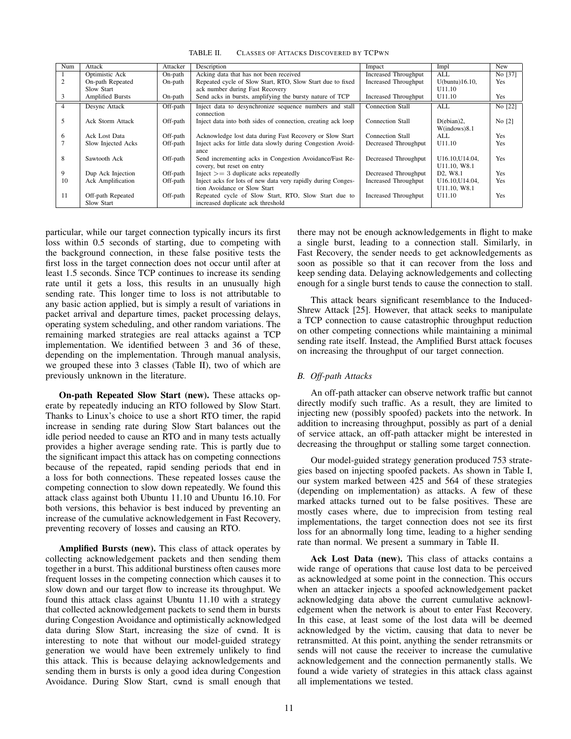TABLE II. CLASSES OF ATTACKS DISCOVERED BY TCPWN

| Num | Attack | Attacker | Description | Impact | Impl | New |
|---|---|---|---|---|---|---|
| 1 | Optimistic Ack | On-path | Acking data that has not been received | Increased Throughput | ALL | No [37] |
| 2 | On-path Repeated Slow Start | On-path | Repeated cycle of Slow Start, RTO, Slow Start due to fixed ack number during Fast Recovery | Increased Throughput | U(buntu)16.10, U11.10 | Yes |
| 3 | Amplified Bursts | On-path | Send acks in bursts, amplifying the bursty nature of TCP | Increased Throughput | U11.10 | Yes |
| 4 | Desync Attack | Off-path | Inject data to desynchronize sequence numbers and stall connection | Connection Stall | ALL | No [22] |
| 5 | Ack Storm Attack | Off-path | Inject data into both sides of connection, creating ack loop | Connection Stall | D(ebian)2, W(indows)8.1 | No [2] |
| 6 | Ack Lost Data | Off-path | Acknowledge lost data during Fast Recovery or Slow Start | Connection Stall | ALL | Yes |
| 7 | Slow Injected Acks | Off-path | Inject acks for little data slowly during Congestion Avoidance | Decreased Throughput | U11.10 | Yes |
| 8 | Sawtooth Ack | Off-path | Send incrementing acks in Congestion Avoidance/Fast Recovery, but reset on entry | Decreased Throughput | U16.10,U14.04, U11.10, W8.1 | Yes |
| 9 | Dup Ack Injection | Off-path | Inject >= 3 duplicate acks repeatedly | Decreased Throughput | D2, W8.1 | Yes |
| 10 | Ack Amplification | Off-path | Inject acks for lots of new data very rapidly during Congestion Avoidance or Slow Start | Increased Throughput | U16.10,U14.04, U11.10, W8.1 | Yes |
| 11 | Off-path Repeated Slow Start | Off-path | Repeated cycle of Slow Start, RTO, Slow Start due to increased duplicate ack threshold | Increased Throughput | U11.10 | Yes |

particular, while our target connection typically incurs its first loss within 0.5 seconds of starting, due to competing with the background connection, in these false positive tests the first loss in the target connection does not occur until after at least 1.5 seconds. Since TCP continues to increase its sending rate until it gets a loss, this results in an unusually high sending rate. This longer time to loss is not attributable to any basic action applied, but is simply a result of variations in packet arrival and departure times, packet processing delays, operating system scheduling, and other random variations. The remaining marked strategies are real attacks against a TCP implementation. We identified between 3 and 36 of these, depending on the implementation. Through manual analysis, we grouped these into 3 classes (Table II), two of which are previously unknown in the literature.

**On-path Repeated Slow Start (new).** These attacks operate by repeatedly inducing an RTO followed by Slow Start. Thanks to Linux's choice to use a short RTO timer, the rapid increase in sending rate during Slow Start balances out the idle period needed to cause an RTO and in many tests actually provides a higher average sending rate. This is partly due to the significant impact this attack has on competing connections because of the repeated, rapid sending periods that end in a loss for both connections. These repeated losses cause the competing connection to slow down repeatedly. We found this attack class against both Ubuntu 11.10 and Ubuntu 16.10. For both versions, this behavior is best induced by preventing an increase of the cumulative acknowledgement in Fast Recovery, preventing recovery of losses and causing an RTO.

**Amplified Bursts (new).** This class of attack operates by collecting acknowledgement packets and then sending them together in a burst. This additional burstiness often causes more frequent losses in the competing connection which causes it to slow down and our target flow to increase its throughput. We found this attack class against Ubuntu 11.10 with a strategy that collected acknowledgement packets to send them in bursts during Congestion Avoidance and optimistically acknowledged data during Slow Start, increasing the size of `cwnd`. It is interesting to note that without our model-guided strategy generation we would have been extremely unlikely to find this attack. This is because delaying acknowledgements and sending them in bursts is only a good idea during Congestion Avoidance. During Slow Start, `cwnd` is small enough that there may not be enough acknowledgements in flight to make a single burst, leading to a connection stall. Similarly, in Fast Recovery, the sender needs to get acknowledgements as soon as possible so that it can recover from the loss and keep sending data. Delaying acknowledgements and collecting enough for a single burst tends to cause the connection to stall.

This attack bears significant resemblance to the Induced-Shrew Attack [25]. However, that attack seeks to manipulate a TCP connection to cause catastrophic throughput reduction on other competing connections while maintaining a minimal sending rate itself. Instead, the Amplified Burst attack focuses on increasing the throughput of our target connection.

### *B. Off-path Attacks*

An off-path attacker can observe network traffic but cannot directly modify such traffic. As a result, they are limited to injecting new (possibly spoofed) packets into the network. In addition to increasing throughput, possibly as part of a denial of service attack, an off-path attacker might be interested in decreasing the throughput or stalling some target connection.

Our model-guided strategy generation produced 753 strategies based on injecting spoofed packets. As shown in Table I, our system marked between 425 and 564 of these strategies (depending on implementation) as attacks. A few of these marked attacks turned out to be false positives. These are mostly cases where, due to imprecision from testing real implementations, the target connection does not see its first loss for an abnormally long time, leading to a higher sending rate than normal. We present a summary in Table II.

**Ack Lost Data (new).** This class of attacks contains a wide range of operations that cause lost data to be perceived as acknowledged at some point in the connection. This occurs when an attacker injects a spoofed acknowledgement packet acknowledging data above the current cumulative acknowledgement when the network is about to enter Fast Recovery. In this case, at least some of the lost data will be deemed acknowledged by the victim, causing that data to never be retransmitted. At this point, anything the sender retransmits or sends will not cause the receiver to increase the cumulative acknowledgement and the connection permanently stalls. We found a wide variety of strategies in this attack class against all implementations we tested.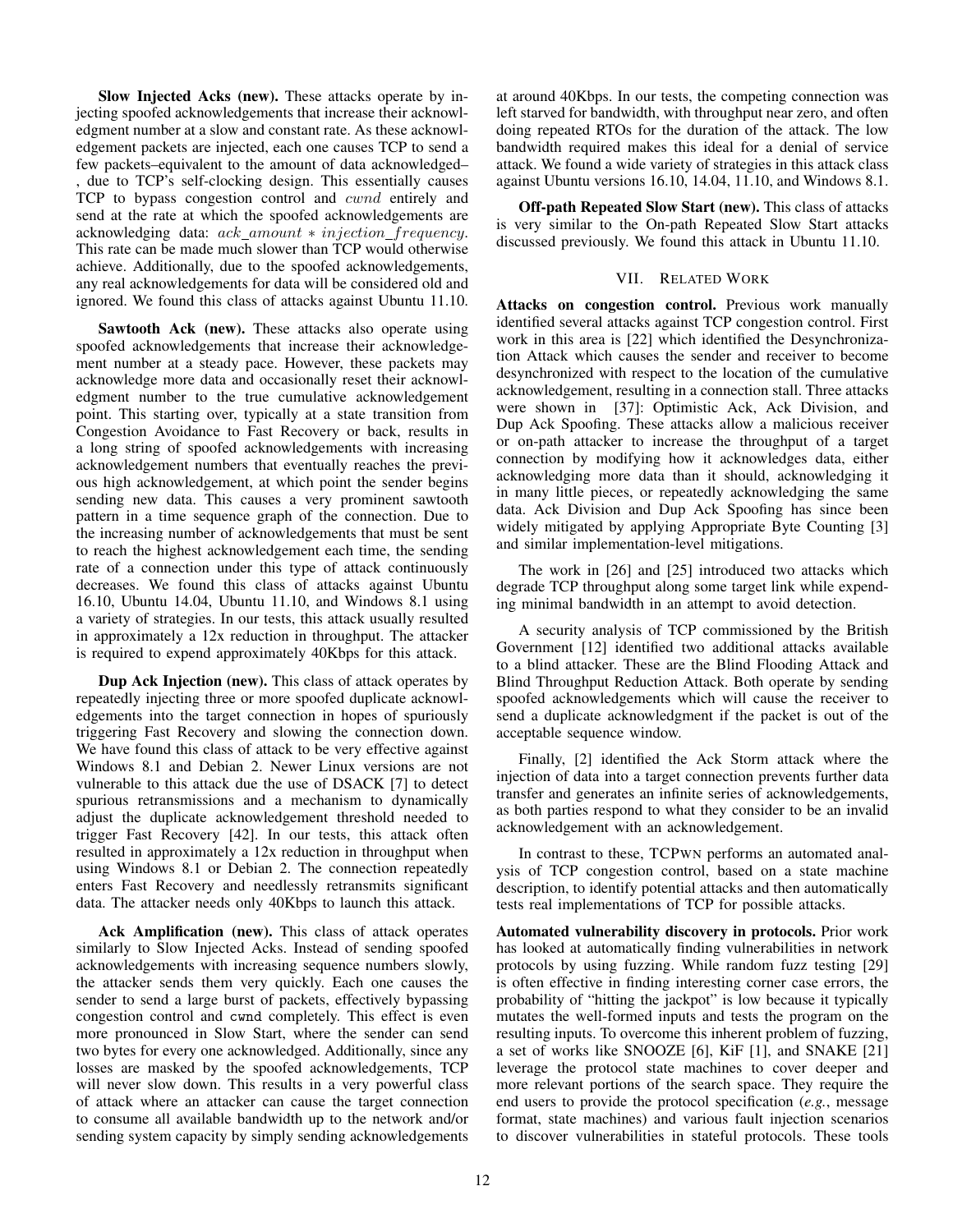**Slow Injected Acks (new).** These attacks operate by injecting spoofed acknowledgements that increase their acknowledgment number at a slow and constant rate. As these acknowledgement packets are injected, each one causes TCP to send a few packets–equivalent to the amount of data acknowledged–, due to TCP's self-clocking design. This essentially causes TCP to bypass congestion control and $cwnd$ entirely and send at the rate at which the spoofed acknowledgements are acknowledging data: $ack\_amount * injection\_frequency$. This rate can be made much slower than TCP would otherwise achieve. Additionally, due to the spoofed acknowledgements, any real acknowledgements for data will be considered old and ignored. We found this class of attacks against Ubuntu 11.10.

**Sawtooth Ack (new).** These attacks also operate using spoofed acknowledgements that increase their acknowledgement number at a steady pace. However, these packets may acknowledge more data and occasionally reset their acknowledgment number to the true cumulative acknowledgement point. This starting over, typically at a state transition from Congestion Avoidance to Fast Recovery or back, results in a long string of spoofed acknowledgements with increasing acknowledgement numbers that eventually reaches the previous high acknowledgement, at which point the sender begins sending new data. This causes a very prominent sawtooth pattern in a time sequence graph of the connection. Due to the increasing number of acknowledgements that must be sent to reach the highest acknowledgement each time, the sending rate of a connection under this type of attack continuously decreases. We found this class of attacks against Ubuntu 16.10, Ubuntu 14.04, Ubuntu 11.10, and Windows 8.1 using a variety of strategies. In our tests, this attack usually resulted in approximately a 12x reduction in throughput. The attacker is required to expend approximately 40Kbps for this attack.

**Dup Ack Injection (new).** This class of attack operates by repeatedly injecting three or more spoofed duplicate acknowledgements into the target connection in hopes of spuriously triggering Fast Recovery and slowing the connection down. We have found this class of attack to be very effective against Windows 8.1 and Debian 2. Newer Linux versions are not vulnerable to this attack due the use of DSACK [7] to detect spurious retransmissions and a mechanism to dynamically adjust the duplicate acknowledgement threshold needed to trigger Fast Recovery [42]. In our tests, this attack often resulted in approximately a 12x reduction in throughput when using Windows 8.1 or Debian 2. The connection repeatedly enters Fast Recovery and needlessly retransmits significant data. The attacker needs only 40Kbps to launch this attack.

**Ack Amplification (new).** This class of attack operates similarly to Slow Injected Acks. Instead of sending spoofed acknowledgements with increasing sequence numbers slowly, the attacker sends them very quickly. Each one causes the sender to send a large burst of packets, effectively bypassing congestion control and `cwnd` completely. This effect is even more pronounced in Slow Start, where the sender can send two bytes for every one acknowledged. Additionally, since any losses are masked by the spoofed acknowledgements, TCP will never slow down. This results in a very powerful class of attack where an attacker can cause the target connection to consume all available bandwidth up to the network and/or sending system capacity by simply sending acknowledgements at around 40Kbps. In our tests, the competing connection was left starved for bandwidth, with throughput near zero, and often doing repeated RTOs for the duration of the attack. The low bandwidth required makes this ideal for a denial of service attack. We found a wide variety of strategies in this attack class against Ubuntu versions 16.10, 14.04, 11.10, and Windows 8.1.

**Off-path Repeated Slow Start (new).** This class of attacks is very similar to the On-path Repeated Slow Start attacks discussed previously. We found this attack in Ubuntu 11.10.

## VII. Related Work

**Attacks on congestion control.** Previous work manually identified several attacks against TCP congestion control. First work in this area is [22] which identified the Desynchronization Attack which causes the sender and receiver to become desynchronized with respect to the location of the cumulative acknowledgement, resulting in a connection stall. Three attacks were shown in [37]: Optimistic Ack, Ack Division, and Dup Ack Spoofing. These attacks allow a malicious receiver or on-path attacker to increase the throughput of a target connection by modifying how it acknowledges data, either acknowledging more data than it should, acknowledging it in many little pieces, or repeatedly acknowledging the same data. Ack Division and Dup Ack Spoofing has since been widely mitigated by applying Appropriate Byte Counting [3] and similar implementation-level mitigations.

The work in [26] and [25] introduced two attacks which degrade TCP throughput along some target link while expending minimal bandwidth in an attempt to avoid detection.

A security analysis of TCP commissioned by the British Government [12] identified two additional attacks available to a blind attacker. These are the Blind Flooding Attack and Blind Throughput Reduction Attack. Both operate by sending spoofed acknowledgements which will cause the receiver to send a duplicate acknowledgment if the packet is out of the acceptable sequence window.

Finally, [2] identified the Ack Storm attack where the injection of data into a target connection prevents further data transfer and generates an infinite series of acknowledgements, as both parties respond to what they consider to be an invalid acknowledgement with an acknowledgement.

In contrast to these, TCPwn performs an automated analysis of TCP congestion control, based on a state machine description, to identify potential attacks and then automatically tests real implementations of TCP for possible attacks.

**Automated vulnerability discovery in protocols.** Prior work has looked at automatically finding vulnerabilities in network protocols by using fuzzing. While random fuzz testing [29] is often effective in finding interesting corner case errors, the probability of "hitting the jackpot" is low because it typically mutates the well-formed inputs and tests the program on the resulting inputs. To overcome this inherent problem of fuzzing, a set of works like SNOOZE [6], KiF [1], and SNAKE [21] leverage the protocol state machines to cover deeper and more relevant portions of the search space. They require the end users to provide the protocol specification (*e.g.*, message format, state machines) and various fault injection scenarios to discover vulnerabilities in stateful protocols. These tools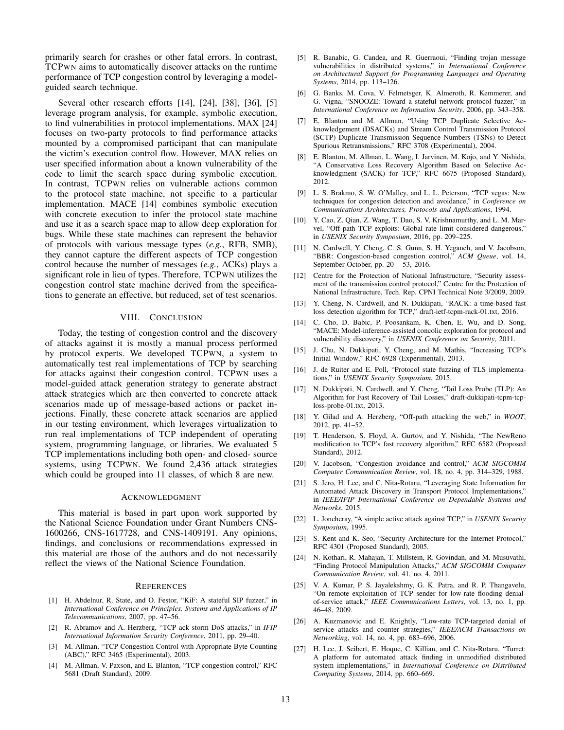primarily search for crashes or other fatal errors. In contrast, TCPWN aims to automatically discover attacks on the runtime performance of TCP congestion control by leveraging a model-guided search technique.

Several other research efforts [14], [24], [38], [36], [5] leverage program analysis, for example, symbolic execution, to find vulnerabilities in protocol implementations. MAX [24] focuses on two-party protocols to find performance attacks mounted by a compromised participant that can manipulate the victim's execution control flow. However, MAX relies on user specified information about a known vulnerability of the code to limit the search space during symbolic execution. In contrast, TCPWN relies on vulnerable actions common to the protocol state machine, not specific to a particular implementation. MACE [14] combines symbolic execution with concrete execution to infer the protocol state machine and use it as a search space map to allow deep exploration for bugs. While these state machines can represent the behavior of protocols with various message types (*e.g.*, RFB, SMB), they cannot capture the different aspects of TCP congestion control because the number of messages (*e.g.*, ACKs) plays a significant role in lieu of types. Therefore, TCPWN utilizes the congestion control state machine derived from the specifications to generate an effective, but reduced, set of test scenarios.

## VIII. Conclusion

Today, the testing of congestion control and the discovery of attacks against it is mostly a manual process performed by protocol experts. We developed TCPWN, a system to automatically test real implementations of TCP by searching for attacks against their congestion control. TCPWN uses a model-guided attack generation strategy to generate abstract attack strategies which are then converted to concrete attack scenarios made up of message-based actions or packet injections. Finally, these concrete attack scenarios are applied in our testing environment, which leverages virtualization to run real implementations of TCP independent of operating system, programming language, or libraries. We evaluated 5 TCP implementations including both open- and closed- source systems, using TCPWN. We found 2,436 attack strategies which could be grouped into 11 classes, of which 8 are new.

## Acknowledgment

This material is based in part upon work supported by the National Science Foundation under Grant Numbers CNS-1600266, CNS-1617728, and CNS-1409191. Any opinions, findings, and conclusions or recommendations expressed in this material are those of the authors and do not necessarily reflect the views of the National Science Foundation.

## References

[1] H. Abdelnur, R. State, and O. Festor, "KiF: A stateful SIP fuzzer," in *International Conference on Principles, Systems and Applications of IP Telecommunications*, 2007, pp. 47–56.

[2] R. Abramov and A. Herzberg, "TCP ack storm DoS attacks," in *IFIP International Information Security Conference*, 2011, pp. 29–40.

[3] M. Allman, "TCP Congestion Control with Appropriate Byte Counting (ABC)," RFC 3465 (Experimental), 2003.

[4] M. Allman, V. Paxson, and E. Blanton, "TCP congestion control," RFC 5681 (Draft Standard), 2009.

[5] R. Banabic, G. Candea, and R. Guerraoui, "Finding trojan message vulnerabilities in distributed systems," in *International Conference on Architectural Support for Programming Languages and Operating Systems*, 2014, pp. 113–126.

[6] G. Banks, M. Cova, V. Felmetsger, K. Almeroth, R. Kemmerer, and G. Vigna, "SNOOZE: Toward a stateful network protocol fuzzer," in *International Conference on Information Security*, 2006, pp. 343–358.

[7] E. Blanton and M. Allman, "Using TCP Duplicate Selective Acknowledgement (DSACKs) and Stream Control Transmission Protocol (SCTP) Duplicate Transmission Sequence Numbers (TSNs) to Detect Spurious Retransmissions," RFC 3708 (Experimental), 2004.

[8] E. Blanton, M. Allman, L. Wang, I. Jarvinen, M. Kojo, and Y. Nishida, "A Conservative Loss Recovery Algorithm Based on Selective Acknowledgment (SACK) for TCP," RFC 6675 (Proposed Standard), 2012.

[9] L. S. Brakmo, S. W. O'Malley, and L. L. Peterson, "TCP vegas: New techniques for congestion detection and avoidance," in *Conference on Communications Architectures, Protocols and Applications*, 1994.

[10] Y. Cao, Z. Qian, Z. Wang, T. Dao, S. V. Krishnamurthy, and L. M. Marvel, "Off-path TCP exploits: Global rate limit considered dangerous," in *USENIX Security Symposium*, 2016, pp. 209–225.

[11] N. Cardwell, Y. Cheng, C. S. Gunn, S. H. Yeganeh, and V. Jacobson, "BBR: Congestion-based congestion control," *ACM Queue*, vol. 14, September-October, pp. 20 – 53, 2016.

[12] Centre for the Protection of National Infrastructure, "Security assessment of the transmission control protocol," Centre for the Protection of National Infrastructure, Tech. Rep. CPNI Technical Note 3/2009, 2009.

[13] Y. Cheng, N. Cardwell, and N. Dukkipati, "RACK: a time-based fast loss detection algorithm for TCP," draft-ietf-tcpm-rack-01.txt, 2016.

[14] C. Cho, D. Babic, P. Poosankam, K. Chen, E. Wu, and D. Song, "MACE: Model-inference-assisted concolic exploration for protocol and vulnerability discovery," in *USENIX Conference on Security*, 2011.

[15] J. Chu, N. Dukkipati, Y. Cheng, and M. Mathis, "Increasing TCP's Initial Window," RFC 6928 (Experimental), 2013.

[16] J. de Ruiter and E. Poll, "Protocol state fuzzing of TLS implementations," in *USENIX Security Symposium*, 2015.

[17] N. Dukkipati, N. Cardwell, and Y. Cheng, "Tail Loss Probe (TLP): An Algorithm for Fast Recovery of Tail Losses," draft-dukkipati-tcpm-tcp-loss-probe-01.txt, 2013.

[18] Y. Gilad and A. Herzberg, "Off-path attacking the web," in *WOOT*, 2012, pp. 41–52.

[19] T. Henderson, S. Floyd, A. Gurtov, and Y. Nishida, "The NewReno modification to TCP's fast recovery algorithm," RFC 6582 (Proposed Standard), 2012.

[20] V. Jacobson, "Congestion avoidance and control," *ACM SIGCOMM Computer Communication Review*, vol. 18, no. 4, pp. 314–329, 1988.

[21] S. Jero, H. Lee, and C. Nita-Rotaru, "Leveraging State Information for Automated Attack Discovery in Transport Protocol Implementations," in *IEEE/IFIP International Conference on Dependable Systems and Networks*, 2015.

[22] L. Joncheray, "A simple active attack against TCP," in *USENIX Security Symposium*, 1995.

[23] S. Kent and K. Seo, "Security Architecture for the Internet Protocol," RFC 4301 (Proposed Standard), 2005.

[24] N. Kothari, R. Mahajan, T. Millstein, R. Govindan, and M. Musuvathi, "Finding Protocol Manipulation Attacks," *ACM SIGCOMM Computer Communication Review*, vol. 41, no. 4, 2011.

[25] V. A. Kumar, P. S. Jayalekshmy, G. K. Patra, and R. P. Thangavelu, "On remote exploitation of TCP sender for low-rate flooding denial-of-service attack," *IEEE Communications Letters*, vol. 13, no. 1, pp. 46–48, 2009.

[26] A. Kuzmanovic and E. Knightly, "Low-rate TCP-targeted denial of service attacks and counter strategies," *IEEE/ACM Transactions on Networking*, vol. 14, no. 4, pp. 683–696, 2006.

[27] H. Lee, J. Seibert, E. Hoque, C. Killian, and C. Nita-Rotaru, "Turret: A platform for automated attack finding in unmodified distributed system implementations," in *International Conference on Distributed Computing Systems*, 2014, pp. 660–669.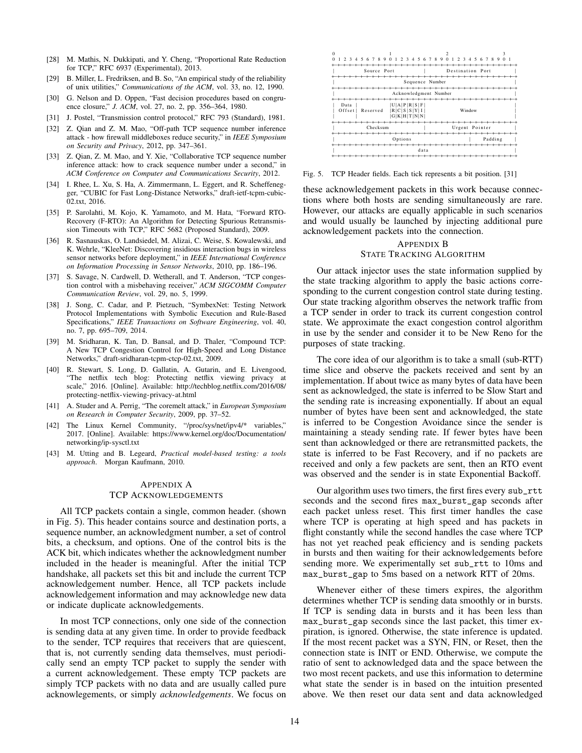[28] M. Mathis, N. Dukkipati, and Y. Cheng, "Proportional Rate Reduction for TCP," RFC 6937 (Experimental), 2013.

[29] B. Miller, L. Fredriksen, and B. So, "An empirical study of the reliability of unix utilities," *Communications of the ACM*, vol. 33, no. 12, 1990.

[30] G. Nelson and D. Oppen, "Fast decision procedures based on congruence closure," *J. ACM*, vol. 27, no. 2, pp. 356–364, 1980.

[31] J. Postel, "Transmission control protocol," RFC 793 (Standard), 1981.

[32] Z. Qian and Z. M. Mao, "Off-path TCP sequence number inference attack - how firewall middleboxes reduce security," in *IEEE Symposium on Security and Privacy*, 2012, pp. 347–361.

[33] Z. Qian, Z. M. Mao, and Y. Xie, "Collaborative TCP sequence number inference attack: how to crack sequence number under a second," in *ACM Conference on Computer and Communications Security*, 2012.

[34] I. Rhee, L. Xu, S. Ha, A. Zimmermann, L. Eggert, and R. Scheffenegger, "CUBIC for Fast Long-Distance Networks," draft-ietf-tcpm-cubic-02.txt, 2016.

[35] P. Sarolahti, M. Kojo, K. Yamamoto, and M. Hata, "Forward RTO-Recovery (F-RTO): An Algorithm for Detecting Spurious Retransmission Timeouts with TCP," RFC 5682 (Proposed Standard), 2009.

[36] R. Sasnauskas, O. Landsiedel, M. Alizai, C. Weise, S. Kowalewski, and K. Wehrle, "KleeNet: Discovering insidious interaction bugs in wireless sensor networks before deployment," in *IEEE International Conference on Information Processing in Sensor Networks*, 2010, pp. 186–196.

[37] S. Savage, N. Cardwell, D. Wetherall, and T. Anderson, "TCP congestion control with a misbehaving receiver," *ACM SIGCOMM Computer Communication Review*, vol. 29, no. 5, 1999.

[38] J. Song, C. Cadar, and P. Pietzuch, "SymbexNet: Testing Network Protocol Implementations with Symbolic Execution and Rule-Based Specifications," *IEEE Transactions on Software Engineering*, vol. 40, no. 7, pp. 695–709, 2014.

[39] M. Sridharan, K. Tan, D. Bansal, and D. Thaler, "Compound TCP: A New TCP Congestion Control for High-Speed and Long Distance Networks," draft-sridharan-tcpm-ctcp-02.txt, 2009.

[40] R. Stewart, S. Long, D. Gallatin, A. Gutarin, and E. Livengood, "The netflix tech blog: Protecting netflix viewing privacy at scale," 2016. [Online]. Available: http://techblog.netflix.com/2016/08/protecting-netflix-viewing-privacy-at.html

[41] A. Studer and A. Perrig, "The coremelt attack," in *European Symposium on Research in Computer Security*, 2009, pp. 37–52.

[42] The Linux Kernel Community, "/proc/sys/net/ipv4/* variables," 2017. [Online]. Available: https://www.kernel.org/doc/Documentation/networking/ip-sysctl.txt

[43] M. Utting and B. Legeard, *Practical model-based testing: a tools approach*. Morgan Kaufmann, 2010.

## Appendix A
## TCP Acknowledgements

All TCP packets contain a single, common header. (shown in Fig. 5). This header contains source and destination ports, a sequence number, an acknowledgment number, a set of control bits, a checksum, and options. One of the control bits is the ACK bit, which indicates whether the acknowledgment number included in the header is meaningful. After the initial TCP handshake, all packets set this bit and include the current TCP acknowledgement number. Hence, all TCP packets include acknowledgement information and may acknowledge new data or indicate duplicate acknowledgements.

In most TCP connections, only one side of the connection is sending data at any given time. In order to provide feedback to the sender, TCP requires that receivers that are quiescent, that is, not currently sending data themselves, must periodically send an empty TCP packet to supply the sender with a current acknowledgement. These empty TCP packets are simply TCP packets with no data and are usually called pure acknowlegements, or simply *acknowledgements*. We focus on

```
 0                   1                   2                   3
 0 1 2 3 4 5 6 7 8 9 0 1 2 3 4 5 6 7 8 9 0 1 2 3 4 5 6 7 8 9 0 1
+-+-+-+-+-+-+-+-+-+-+-+-+-+-+-+-+-+-+-+-+-+-+-+-+-+-+-+-+-+-+-+-+
|          Source Port          |       Destination Port        |
+-+-+-+-+-+-+-+-+-+-+-+-+-+-+-+-+-+-+-+-+-+-+-+-+-+-+-+-+-+-+-+-+
|                        Sequence Number                        |
+-+-+-+-+-+-+-+-+-+-+-+-+-+-+-+-+-+-+-+-+-+-+-+-+-+-+-+-+-+-+-+-+
|                    Acknowledgment Number                      |
+-+-+-+-+-+-+-+-+-+-+-+-+-+-+-+-+-+-+-+-+-+-+-+-+-+-+-+-+-+-+-+-+
|  Data |           |U|A|P|R|S|F|                               |
| Offset| Reserved  |R|C|S|S|Y|I|            Window             |
|       |           |G|K|H|T|N|N|                               |
+-+-+-+-+-+-+-+-+-+-+-+-+-+-+-+-+-+-+-+-+-+-+-+-+-+-+-+-+-+-+-+-+
|           Checksum            |         Urgent Pointer        |
+-+-+-+-+-+-+-+-+-+-+-+-+-+-+-+-+-+-+-+-+-+-+-+-+-+-+-+-+-+-+-+-+
|                    Options                    |    Padding    |
+-+-+-+-+-+-+-+-+-+-+-+-+-+-+-+-+-+-+-+-+-+-+-+-+-+-+-+-+-+-+-+-+
|                             data                              |
+-+-+-+-+-+-+-+-+-+-+-+-+-+-+-+-+-+-+-+-+-+-+-+-+-+-+-+-+-+-+-+-+
```

Fig. 5. TCP Header fields. Each tick represents a bit position. [31]

these acknowledgement packets in this work because connections where both hosts are sending simultaneously are rare. However, our attacks are equally applicable in such scenarios and would usually be launched by injecting additional pure acknowledgement packets into the connection.

## Appendix B
## State Tracking Algorithm

Our attack injector uses the state information supplied by the state tracking algorithm to apply the basic actions corresponding to the current congestion control state during testing. Our state tracking algorithm observes the network traffic from a TCP sender in order to track its current congestion control state. We approximate the exact congestion control algorithm in use by the sender and consider it to be New Reno for the purposes of state tracking.

The core idea of our algorithm is to take a small (sub-RTT) time slice and observe the packets received and sent by an implementation. If about twice as many bytes of data have been sent as acknowledged, the state is inferred to be Slow Start and the sending rate is increasing exponentially. If about an equal number of bytes have been sent and acknowledged, the state is inferred to be Congestion Avoidance since the sender is maintaining a steady sending rate. If fewer bytes have been sent than acknowledged or there are retransmitted packets, the state is inferred to be Fast Recovery, and if no packets are received and only a few packets are sent, then an RTO event was observed and the sender is in state Exponential Backoff.

Our algorithm uses two timers, the first fires every `sub_rtt` seconds and the second fires `max_burst_gap` seconds after each packet unless reset. This first timer handles the case where TCP is operating at high speed and has packets in flight constantly while the second handles the case where TCP has not yet reached peak efficiency and is sending packets in bursts and then waiting for their acknowledgements before sending more. We experimentally set `sub_rtt` to 10ms and `max_burst_gap` to 5ms based on a network RTT of 20ms.

Whenever either of these timers expires, the algorithm determines whether TCP is sending data smoothly or in bursts. If TCP is sending data in bursts and it has been less than `max_burst_gap` seconds since the last packet, this timer expiration, is ignored. Otherwise, the state inference is updated. If the most recent packet was a SYN, FIN, or Reset, then the connection state is INIT or END. Otherwise, we compute the ratio of sent to acknowledged data and the space between the two most recent packets, and use this information to determine what state the sender is in based on the intuition presented above. We then reset our data sent and data acknowledged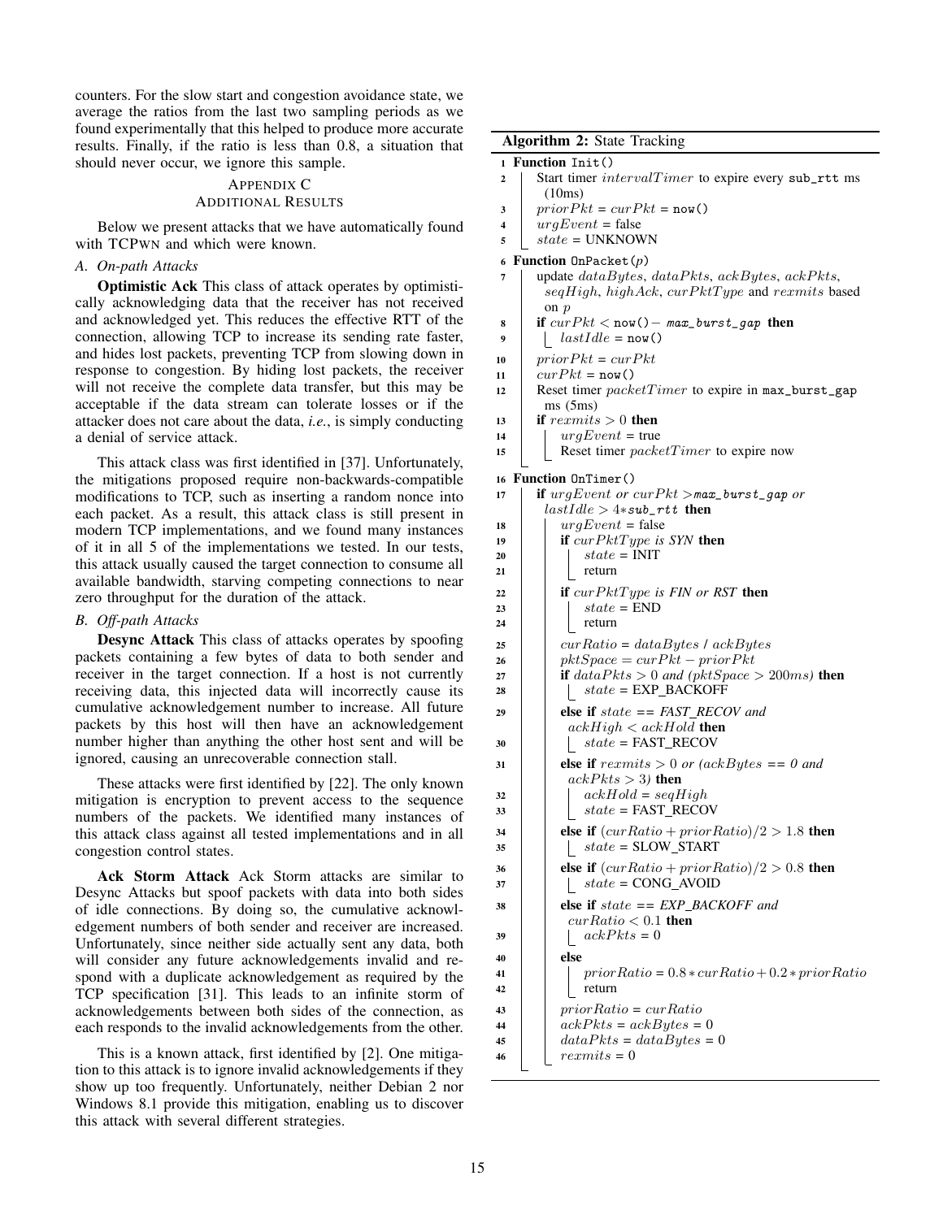counters. For the slow start and congestion avoidance state, we average the ratios from the last two sampling periods as we found experimentally that this helped to produce more accurate results. Finally, if the ratio is less than 0.8, a situation that should never occur, we ignore this sample.

## Appendix C
## Additional Results

Below we present attacks that we have automatically found with TCPwn and which were known.

### A. On-path Attacks

**Optimistic Ack** This class of attack operates by optimistically acknowledging data that the receiver has not received and acknowledged yet. This reduces the effective RTT of the connection, allowing TCP to increase its sending rate faster, and hides lost packets, preventing TCP from slowing down in response to congestion. By hiding lost packets, the receiver will not receive the complete data transfer, but this may be acceptable if the data stream can tolerate losses or if the attacker does not care about the data, *i.e.*, is simply conducting a denial of service attack.

This attack class was first identified in [37]. Unfortunately, the mitigations proposed require non-backwards-compatible modifications to TCP, such as inserting a random nonce into each packet. As a result, this attack class is still present in modern TCP implementations, and we found many instances of it in all 5 of the implementations we tested. In our tests, this attack usually caused the target connection to consume all available bandwidth, starving competing connections to near zero throughput for the duration of the attack.

### B. Off-path Attacks

**Desync Attack** This class of attacks operates by spoofing packets containing a few bytes of data to both sender and receiver in the target connection. If a host is not currently receiving data, this injected data will incorrectly cause its cumulative acknowledgement number to increase. All future packets by this host will then have an acknowledgement number higher than anything the other host sent and will be ignored, causing an unrecoverable connection stall.

These attacks were first identified by [22]. The only known mitigation is encryption to prevent access to the sequence numbers of the packets. We identified many instances of this attack class against all tested implementations and in all congestion control states.

**Ack Storm Attack** Ack Storm attacks are similar to Desync Attacks but spoof packets with data into both sides of idle connections. By doing so, the cumulative acknowledgement numbers of both sender and receiver are increased. Unfortunately, since neither side actually sent any data, both will consider any future acknowledgements invalid and respond with a duplicate acknowledgement as required by the TCP specification [31]. This leads to an infinite storm of acknowledgements between both sides of the connection, as each responds to the invalid acknowledgements from the other.

This is a known attack, first identified by [2]. One mitigation to this attack is to ignore invalid acknowledgements if they show up too frequently. Unfortunately, neither Debian 2 nor Windows 8.1 provide this mitigation, enabling us to discover this attack with several different strategies.

**Algorithm 2:** State Tracking

```
1  Function Init()
2      Start timer intervalTimer to expire every sub_rtt ms
       (10ms)
3      priorPkt = curPkt = now()
4      urgEvent = false
5      state = UNKNOWN
6  Function OnPacket(p)
7      update dataBytes, dataPkts, ackBytes, ackPkts,
       seqHigh, highAck, curPktType and rexmits based
       on p
8      if curPkt < now() − max_burst_gap then
9          lastIdle = now()
10     priorPkt = curPkt
11     curPkt = now()
12     Reset timer packetTimer to expire in max_burst_gap
       ms (5ms)
13     if rexmits > 0 then
14         urgEvent = true
15         Reset timer packetTimer to expire now
16 Function OnTimer()
17     if urgEvent or curPkt > max_burst_gap or
       lastIdle > 4*sub_rtt then
18         urgEvent = false
19         if curPktType is SYN then
20             state = INIT
21             return
22         if curPktType is FIN or RST then
23             state = END
24             return
25         curRatio = dataBytes / ackBytes
26         pktSpace = curPkt − priorPkt
27         if dataPkts > 0 and (pktSpace > 200ms) then
28             state = EXP_BACKOFF
29         else if state == FAST_RECOV and
           ackHigh < ackHold then
30             state = FAST_RECOV
31         else if rexmits > 0 or (ackBytes == 0 and
           ackPkts > 3) then
32             ackHold = seqHigh
33             state = FAST_RECOV
34         else if (curRatio + priorRatio)/2 > 1.8 then
35             state = SLOW_START
36         else if (curRatio + priorRatio)/2 > 0.8 then
37             state = CONG_AVOID
38         else if state == EXP_BACKOFF and
           curRatio < 0.1 then
39             ackPkts = 0
40         else
41             priorRatio = 0.8 * curRatio + 0.2 * priorRatio
42             return
43         priorRatio = curRatio
44         ackPkts = ackBytes = 0
45         dataPkts = dataBytes = 0
46         rexmits = 0
```